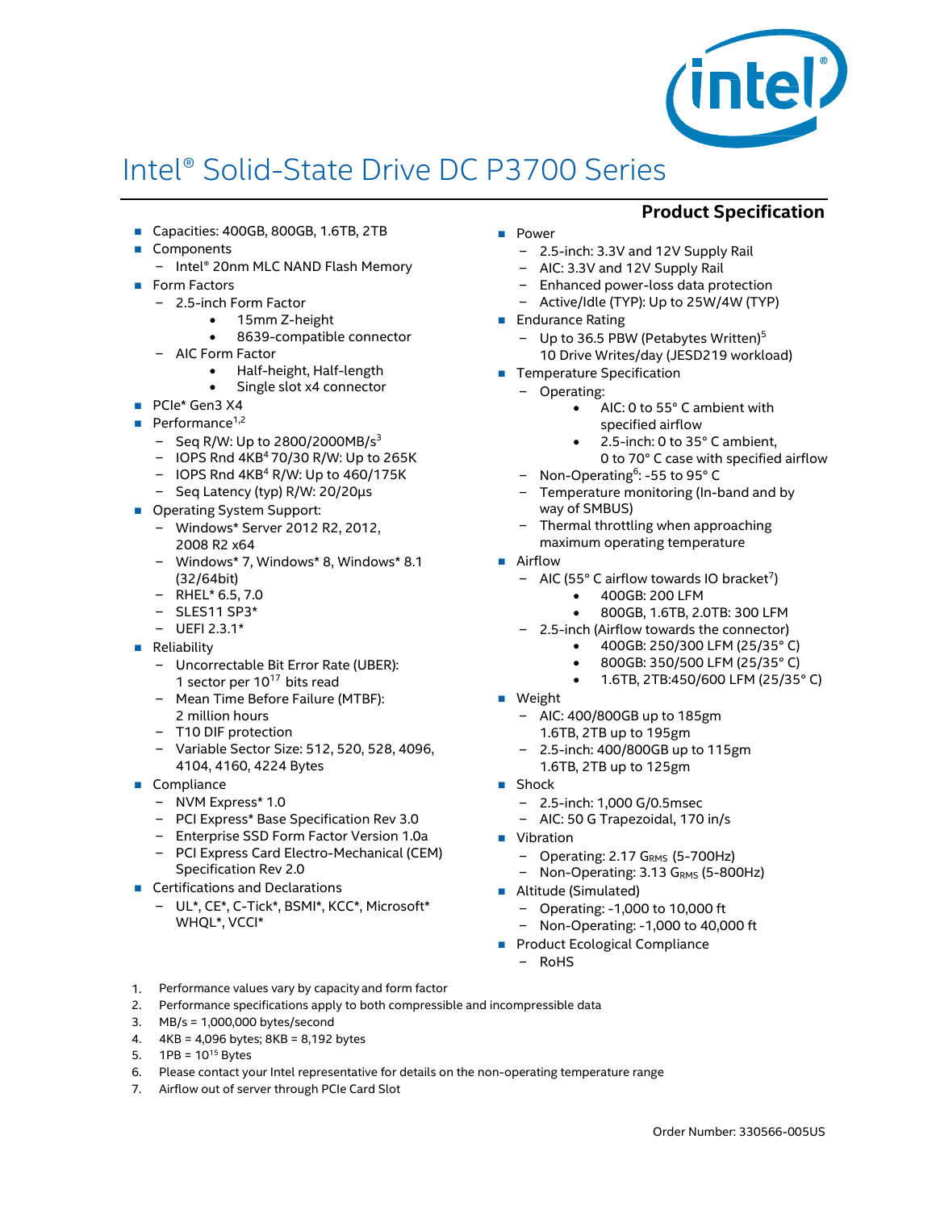# Intel® Solid-State Drive DC P3700 Series

## Product Specification

- Capacities: 400GB, 800GB, 1.6TB, 2TB
- Components
  - Intel® 20nm MLC NAND Flash Memory
- Form Factors
  - 2.5-inch Form Factor
    - 15mm Z-height
    - 8639-compatible connector
  - AIC Form Factor
    - Half-height, Half-length
    - Single slot x4 connector
- PCIe* Gen3 X4
- Performance[1,2]
  - Seq R/W: Up to 2800/2000MB/s[3]
  - IOPS Rnd 4KB[4] 70/30 R/W: Up to 265K
  - IOPS Rnd 4KB[4] R/W: Up to 460/175K
  - Seq Latency (typ) R/W: 20/20µs
- Operating System Support:
  - Windows* Server 2012 R2, 2012, 2008 R2 x64
  - Windows* 7, Windows* 8, Windows* 8.1 (32/64bit)
  - RHEL* 6.5, 7.0
  - SLES11 SP3*
  - UEFI 2.3.1*
- Reliability
  - Uncorrectable Bit Error Rate (UBER): 1 sector per $10^{17}$ bits read
  - Mean Time Before Failure (MTBF): 2 million hours
  - T10 DIF protection
  - Variable Sector Size: 512, 520, 528, 4096, 4104, 4160, 4224 Bytes
- Compliance
  - NVM Express* 1.0
  - PCI Express* Base Specification Rev 3.0
  - Enterprise SSD Form Factor Version 1.0a
  - PCI Express Card Electro-Mechanical (CEM) Specification Rev 2.0
- Certifications and Declarations
  - UL*, CE*, C-Tick*, BSMI*, KCC*, Microsoft* WHQL*, VCCI*
- Power
  - 2.5-inch: 3.3V and 12V Supply Rail
  - AIC: 3.3V and 12V Supply Rail
  - Enhanced power-loss data protection
  - Active/Idle (TYP): Up to 25W/4W (TYP)
- Endurance Rating
  - Up to 36.5 PBW (Petabytes Written)[5]
    10 Drive Writes/day (JESD219 workload)
- Temperature Specification
  - Operating:
    - AIC: 0 to 55° C ambient with specified airflow
    - 2.5-inch: 0 to 35° C ambient, 0 to 70° C case with specified airflow
  - Non-Operating[6]: -55 to 95° C
  - Temperature monitoring (In-band and by way of SMBUS)
  - Thermal throttling when approaching maximum operating temperature
- Airflow
  - AIC (55° C airflow towards IO bracket[7])
    - 400GB: 200 LFM
    - 800GB, 1.6TB, 2.0TB: 300 LFM
  - 2.5-inch (Airflow towards the connector)
    - 400GB: 250/300 LFM (25/35° C)
    - 800GB: 350/500 LFM (25/35° C)
    - 1.6TB, 2TB:450/600 LFM (25/35° C)
- Weight
  - AIC: 400/800GB up to 185gm
    1.6TB, 2TB up to 195gm
  - 2.5-inch: 400/800GB up to 115gm
    1.6TB, 2TB up to 125gm
- Shock
  - 2.5-inch: 1,000 G/0.5msec
  - AIC: 50 G Trapezoidal, 170 in/s
- Vibration
  - Operating: 2.17 $G_{RMS}$ (5-700Hz)
  - Non-Operating: 3.13 $G_{RMS}$ (5-800Hz)
- Altitude (Simulated)
  - Operating: -1,000 to 10,000 ft
  - Non-Operating: -1,000 to 40,000 ft
- Product Ecological Compliance
  - RoHS

1. Performance values vary by capacity and form factor
2. Performance specifications apply to both compressible and incompressible data
3. MB/s = 1,000,000 bytes/second
4. 4KB = 4,096 bytes; 8KB = 8,192 bytes
5. 1PB = $10^{15}$ Bytes
6. Please contact your Intel representative for details on the non-operating temperature range
7. Airflow out of server through PCIe Card Slot

Order Number: 330566-005US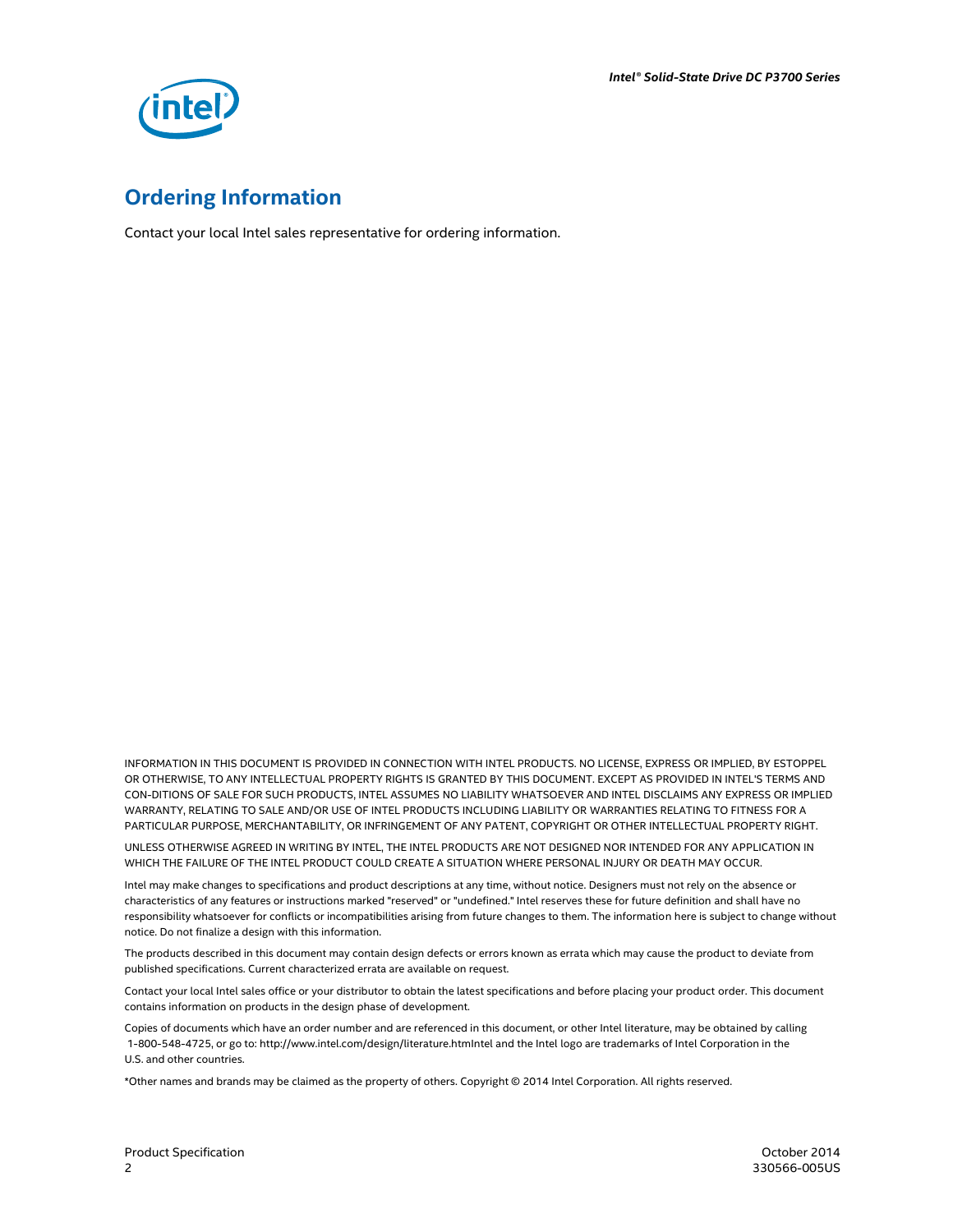## Ordering Information

Contact your local Intel sales representative for ordering information.

INFORMATION IN THIS DOCUMENT IS PROVIDED IN CONNECTION WITH INTEL PRODUCTS. NO LICENSE, EXPRESS OR IMPLIED, BY ESTOPPEL OR OTHERWISE, TO ANY INTELLECTUAL PROPERTY RIGHTS IS GRANTED BY THIS DOCUMENT. EXCEPT AS PROVIDED IN INTEL'S TERMS AND CON-DITIONS OF SALE FOR SUCH PRODUCTS, INTEL ASSUMES NO LIABILITY WHATSOEVER AND INTEL DISCLAIMS ANY EXPRESS OR IMPLIED WARRANTY, RELATING TO SALE AND/OR USE OF INTEL PRODUCTS INCLUDING LIABILITY OR WARRANTIES RELATING TO FITNESS FOR A PARTICULAR PURPOSE, MERCHANTABILITY, OR INFRINGEMENT OF ANY PATENT, COPYRIGHT OR OTHER INTELLECTUAL PROPERTY RIGHT.

UNLESS OTHERWISE AGREED IN WRITING BY INTEL, THE INTEL PRODUCTS ARE NOT DESIGNED NOR INTENDED FOR ANY APPLICATION IN WHICH THE FAILURE OF THE INTEL PRODUCT COULD CREATE A SITUATION WHERE PERSONAL INJURY OR DEATH MAY OCCUR.

Intel may make changes to specifications and product descriptions at any time, without notice. Designers must not rely on the absence or characteristics of any features or instructions marked "reserved" or "undefined." Intel reserves these for future definition and shall have no responsibility whatsoever for conflicts or incompatibilities arising from future changes to them. The information here is subject to change without notice. Do not finalize a design with this information.

The products described in this document may contain design defects or errors known as errata which may cause the product to deviate from published specifications. Current characterized errata are available on request.

Contact your local Intel sales office or your distributor to obtain the latest specifications and before placing your product order. This document contains information on products in the design phase of development.

Copies of documents which have an order number and are referenced in this document, or other Intel literature, may be obtained by calling 1-800-548-4725, or go to: http://www.intel.com/design/literature.htmIntel and the Intel logo are trademarks of Intel Corporation in the U.S. and other countries.

*Other names and brands may be claimed as the property of others. Copyright © 2014 Intel Corporation. All rights reserved.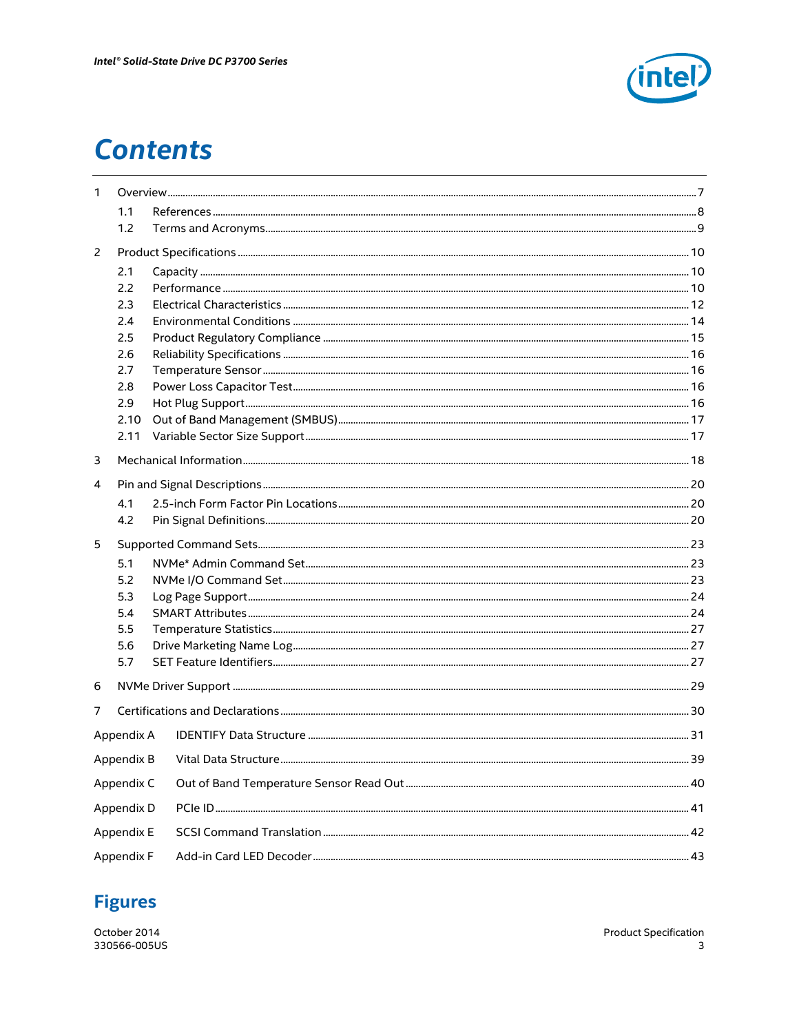# Contents

1 Overview ..... 7
- 1.1 References ..... 8
- 1.2 Terms and Acronyms ..... 9

2 Product Specifications ..... 10
- 2.1 Capacity ..... 10
- 2.2 Performance ..... 10
- 2.3 Electrical Characteristics ..... 12
- 2.4 Environmental Conditions ..... 14
- 2.5 Product Regulatory Compliance ..... 15
- 2.6 Reliability Specifications ..... 16
- 2.7 Temperature Sensor ..... 16
- 2.8 Power Loss Capacitor Test ..... 16
- 2.9 Hot Plug Support ..... 16
- 2.10 Out of Band Management (SMBUS) ..... 17
- 2.11 Variable Sector Size Support ..... 17

3 Mechanical Information ..... 18

4 Pin and Signal Descriptions ..... 20
- 4.1 2.5-inch Form Factor Pin Locations ..... 20
- 4.2 Pin Signal Definitions ..... 20

5 Supported Command Sets ..... 23
- 5.1 NVMe* Admin Command Set ..... 23
- 5.2 NVMe I/O Command Set ..... 23
- 5.3 Log Page Support ..... 24
- 5.4 SMART Attributes ..... 24
- 5.5 Temperature Statistics ..... 27
- 5.6 Drive Marketing Name Log ..... 27
- 5.7 SET Feature Identifiers ..... 27

6 NVMe Driver Support ..... 29

7 Certifications and Declarations ..... 30

Appendix A IDENTIFY Data Structure ..... 31

Appendix B Vital Data Structure ..... 39

Appendix C Out of Band Temperature Sensor Read Out ..... 40

Appendix D PCIe ID ..... 41

Appendix E SCSI Command Translation ..... 42

Appendix F Add-in Card LED Decoder ..... 43

# Figures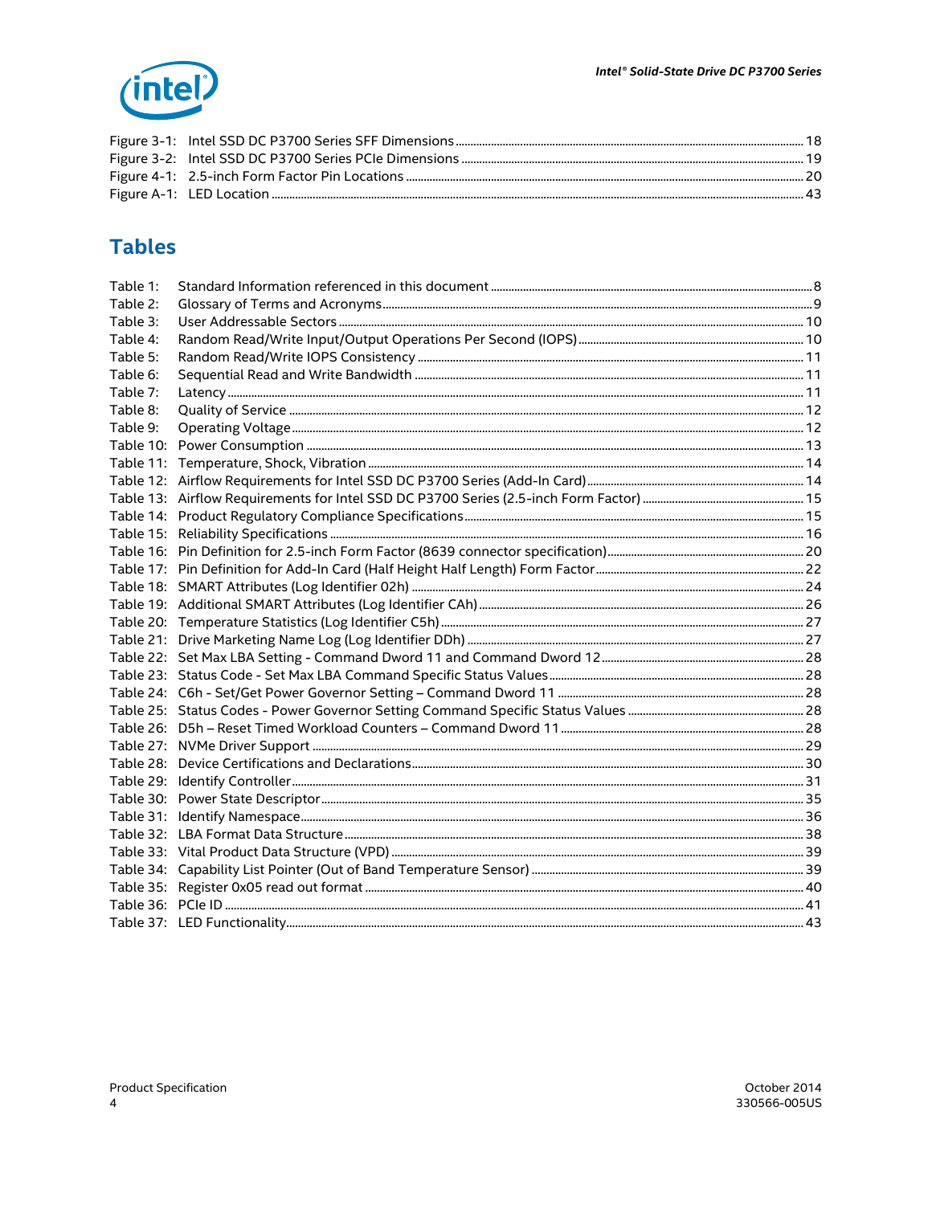Figure 3-1: Intel SSD DC P3700 Series SFF Dimensions ... 18
Figure 3-2: Intel SSD DC P3700 Series PCIe Dimensions ... 19
Figure 4-1: 2.5-inch Form Factor Pin Locations ... 20
Figure A-1: LED Location ... 43

## Tables

Table 1: Standard Information referenced in this document ... 8
Table 2: Glossary of Terms and Acronyms ... 9
Table 3: User Addressable Sectors ... 10
Table 4: Random Read/Write Input/Output Operations Per Second (IOPS) ... 10
Table 5: Random Read/Write IOPS Consistency ... 11
Table 6: Sequential Read and Write Bandwidth ... 11
Table 7: Latency ... 11
Table 8: Quality of Service ... 12
Table 9: Operating Voltage ... 12
Table 10: Power Consumption ... 13
Table 11: Temperature, Shock, Vibration ... 14
Table 12: Airflow Requirements for Intel SSD DC P3700 Series (Add-In Card) ... 14
Table 13: Airflow Requirements for Intel SSD DC P3700 Series (2.5-inch Form Factor) ... 15
Table 14: Product Regulatory Compliance Specifications ... 15
Table 15: Reliability Specifications ... 16
Table 16: Pin Definition for 2.5-inch Form Factor (8639 connector specification) ... 20
Table 17: Pin Definition for Add-In Card (Half Height Half Length) Form Factor ... 22
Table 18: SMART Attributes (Log Identifier 02h) ... 24
Table 19: Additional SMART Attributes (Log Identifier CAh) ... 26
Table 20: Temperature Statistics (Log Identifier C5h) ... 27
Table 21: Drive Marketing Name Log (Log Identifier DDh) ... 27
Table 22: Set Max LBA Setting - Command Dword 11 and Command Dword 12 ... 28
Table 23: Status Code - Set Max LBA Command Specific Status Values ... 28
Table 24: C6h - Set/Get Power Governor Setting – Command Dword 11 ... 28
Table 25: Status Codes - Power Governor Setting Command Specific Status Values ... 28
Table 26: D5h – Reset Timed Workload Counters – Command Dword 11 ... 28
Table 27: NVMe Driver Support ... 29
Table 28: Device Certifications and Declarations ... 30
Table 29: Identify Controller ... 31
Table 30: Power State Descriptor ... 35
Table 31: Identify Namespace ... 36
Table 32: LBA Format Data Structure ... 38
Table 33: Vital Product Data Structure (VPD) ... 39
Table 34: Capability List Pointer (Out of Band Temperature Sensor) ... 39
Table 35: Register 0x05 read out format ... 40
Table 36: PCIe ID ... 41
Table 37: LED Functionality ... 43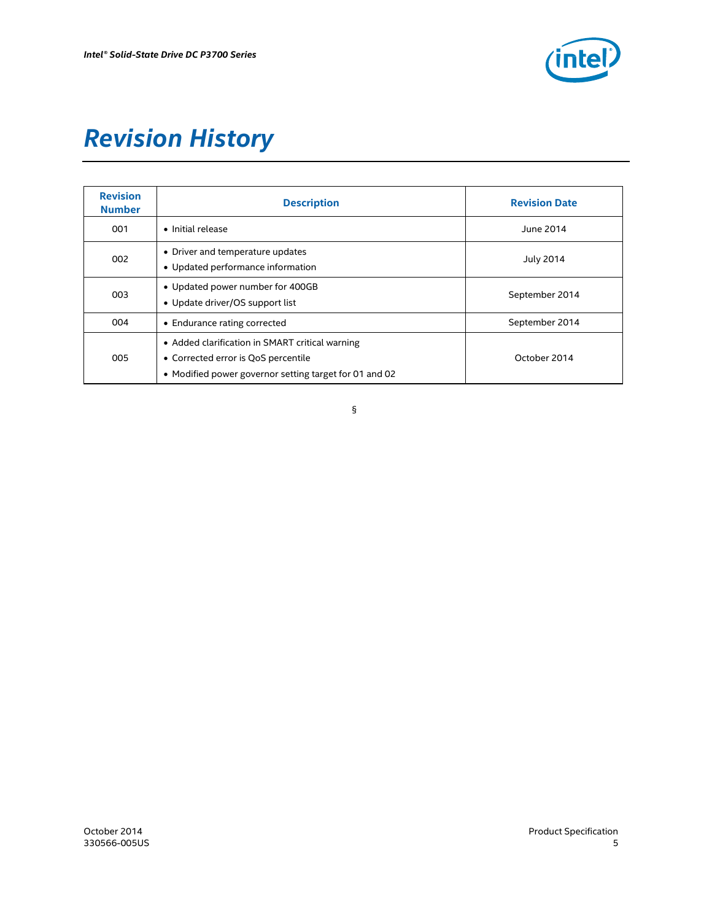# Revision History

| Revision Number | Description | Revision Date |
|---|---|---|
| 001 | • Initial release | June 2014 |
| 002 | • Driver and temperature updates<br>• Updated performance information | July 2014 |
| 003 | • Updated power number for 400GB<br>• Update driver/OS support list | September 2014 |
| 004 | • Endurance rating corrected | September 2014 |
| 005 | • Added clarification in SMART critical warning<br>• Corrected error is QoS percentile<br>• Modified power governor setting target for 01 and 02 | October 2014 |

§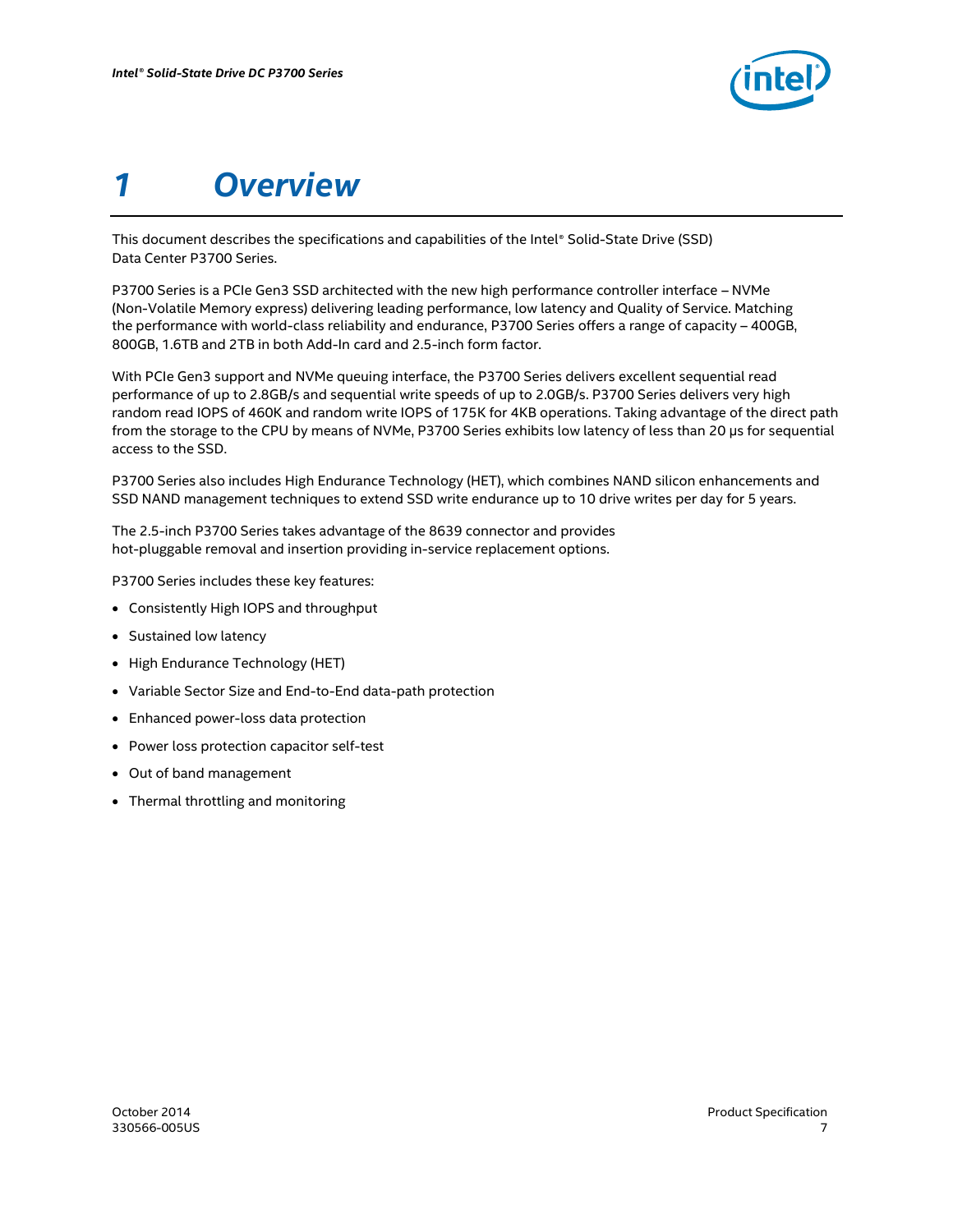# 1 Overview

This document describes the specifications and capabilities of the Intel® Solid-State Drive (SSD) Data Center P3700 Series.

P3700 Series is a PCIe Gen3 SSD architected with the new high performance controller interface – NVMe (Non-Volatile Memory express) delivering leading performance, low latency and Quality of Service. Matching the performance with world-class reliability and endurance, P3700 Series offers a range of capacity – 400GB, 800GB, 1.6TB and 2TB in both Add-In card and 2.5-inch form factor.

With PCIe Gen3 support and NVMe queuing interface, the P3700 Series delivers excellent sequential read performance of up to 2.8GB/s and sequential write speeds of up to 2.0GB/s. P3700 Series delivers very high random read IOPS of 460K and random write IOPS of 175K for 4KB operations. Taking advantage of the direct path from the storage to the CPU by means of NVMe, P3700 Series exhibits low latency of less than 20 µs for sequential access to the SSD.

P3700 Series also includes High Endurance Technology (HET), which combines NAND silicon enhancements and SSD NAND management techniques to extend SSD write endurance up to 10 drive writes per day for 5 years.

The 2.5-inch P3700 Series takes advantage of the 8639 connector and provides hot-pluggable removal and insertion providing in-service replacement options.

P3700 Series includes these key features:

- Consistently High IOPS and throughput
- Sustained low latency
- High Endurance Technology (HET)
- Variable Sector Size and End-to-End data-path protection
- Enhanced power-loss data protection
- Power loss protection capacitor self-test
- Out of band management
- Thermal throttling and monitoring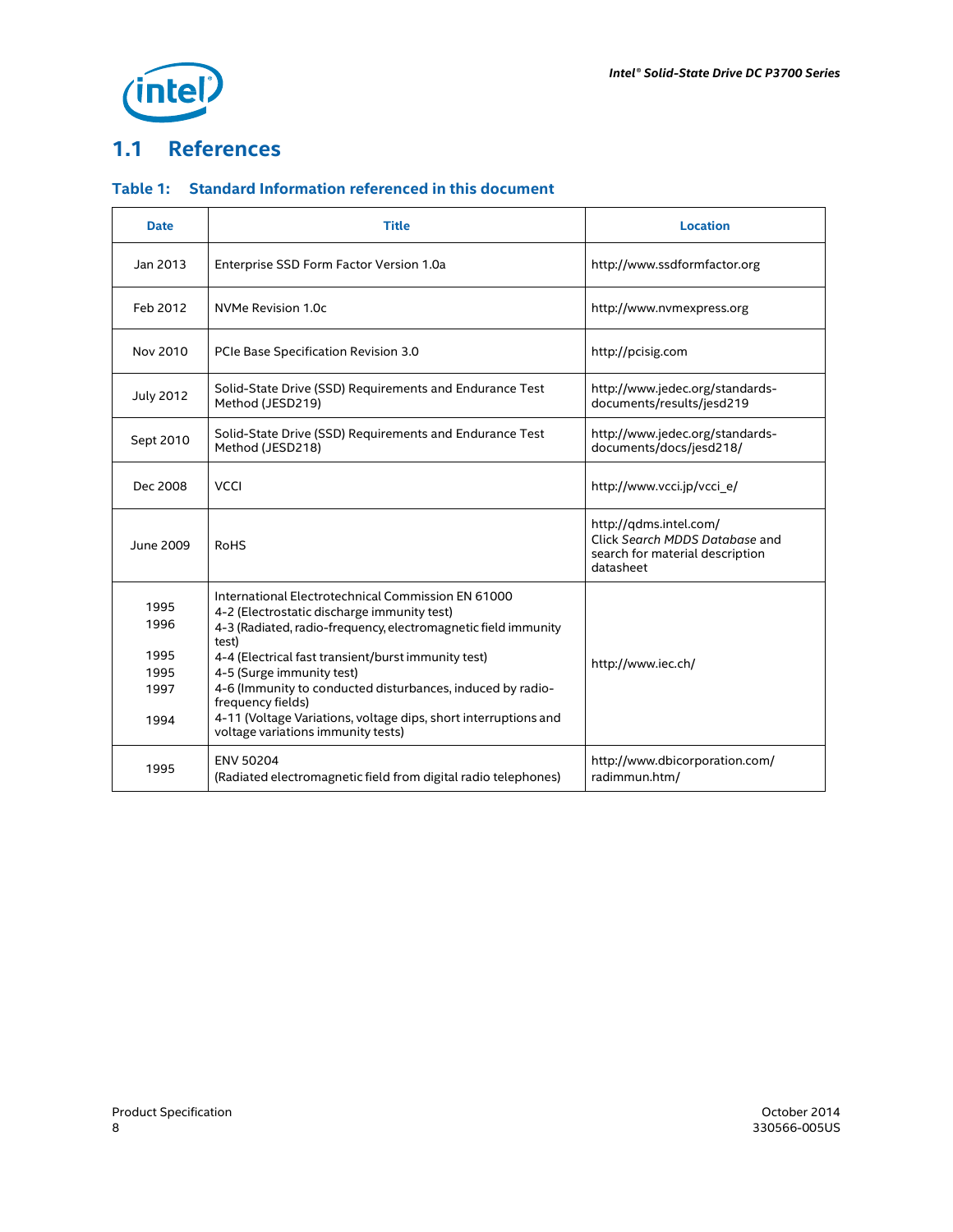## 1.1 References

### Table 1: Standard Information referenced in this document

| Date | Title | Location |
|---|---|---|
| Jan 2013 | Enterprise SSD Form Factor Version 1.0a | http://www.ssdformfactor.org |
| Feb 2012 | NVMe Revision 1.0c | http://www.nvmexpress.org |
| Nov 2010 | PCIe Base Specification Revision 3.0 | http://pcisig.com |
| July 2012 | Solid-State Drive (SSD) Requirements and Endurance Test Method (JESD219) | http://www.jedec.org/standards-documents/results/jesd219 |
| Sept 2010 | Solid-State Drive (SSD) Requirements and Endurance Test Method (JESD218) | http://www.jedec.org/standards-documents/docs/jesd218/ |
| Dec 2008 | VCCI | http://www.vcci.jp/vcci_e/ |
| June 2009 | RoHS | http://qdms.intel.com/ Click *Search MDDS Database* and search for material description datasheet |
| <br>1995<br>1996<br>1995<br>1995<br>1997<br>1994 | International Electrotechnical Commission EN 61000<br>4-2 (Electrostatic discharge immunity test)<br>4-3 (Radiated, radio-frequency, electromagnetic field immunity test)<br>4-4 (Electrical fast transient/burst immunity test)<br>4-5 (Surge immunity test)<br>4-6 (Immunity to conducted disturbances, induced by radio-frequency fields)<br>4-11 (Voltage Variations, voltage dips, short interruptions and voltage variations immunity tests) | http://www.iec.ch/ |
| 1995 | ENV 50204<br>(Radiated electromagnetic field from digital radio telephones) | http://www.dbicorporation.com/radimmun.htm/ |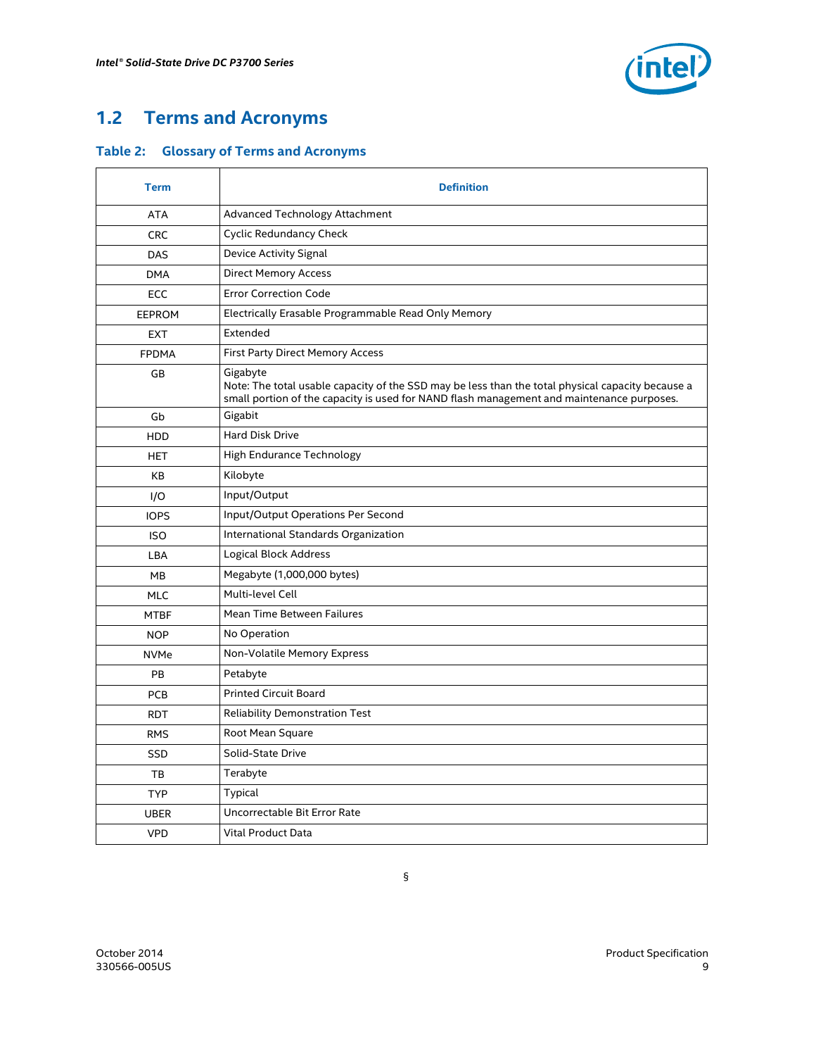## 1.2 Terms and Acronyms

### Table 2: Glossary of Terms and Acronyms

| Term | Definition |
|---|---|
| ATA | Advanced Technology Attachment |
| CRC | Cyclic Redundancy Check |
| DAS | Device Activity Signal |
| DMA | Direct Memory Access |
| ECC | Error Correction Code |
| EEPROM | Electrically Erasable Programmable Read Only Memory |
| EXT | Extended |
| FPDMA | First Party Direct Memory Access |
| GB | Gigabyte<br>Note: The total usable capacity of the SSD may be less than the total physical capacity because a small portion of the capacity is used for NAND flash management and maintenance purposes. |
| Gb | Gigabit |
| HDD | Hard Disk Drive |
| HET | High Endurance Technology |
| KB | Kilobyte |
| I/O | Input/Output |
| IOPS | Input/Output Operations Per Second |
| ISO | International Standards Organization |
| LBA | Logical Block Address |
| MB | Megabyte (1,000,000 bytes) |
| MLC | Multi-level Cell |
| MTBF | Mean Time Between Failures |
| NOP | No Operation |
| NVMe | Non-Volatile Memory Express |
| PB | Petabyte |
| PCB | Printed Circuit Board |
| RDT | Reliability Demonstration Test |
| RMS | Root Mean Square |
| SSD | Solid-State Drive |
| TB | Terabyte |
| TYP | Typical |
| UBER | Uncorrectable Bit Error Rate |
| VPD | Vital Product Data |

§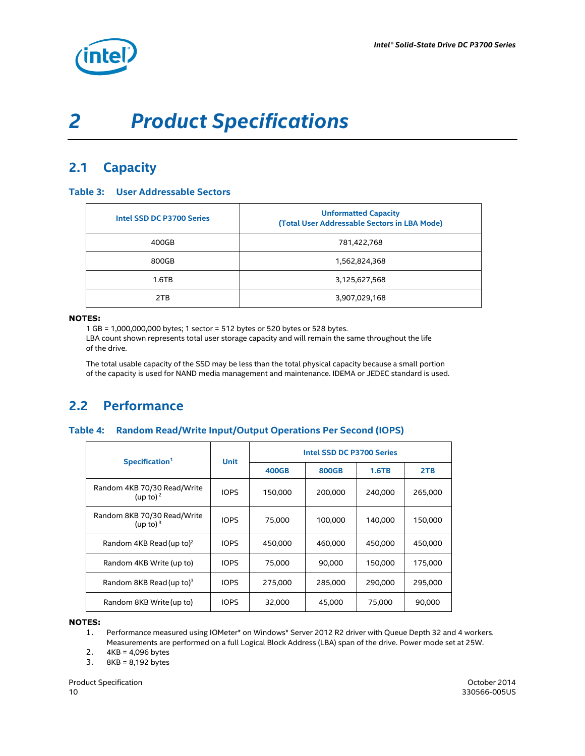# 2 Product Specifications

## 2.1 Capacity

### Table 3: User Addressable Sectors

| Intel SSD DC P3700 Series | Unformatted Capacity (Total User Addressable Sectors in LBA Mode) |
|---|---|
| 400GB | 781,422,768 |
| 800GB | 1,562,824,368 |
| 1.6TB | 3,125,627,568 |
| 2TB | 3,907,029,168 |

**NOTES:**

1 GB = 1,000,000,000 bytes; 1 sector = 512 bytes or 520 bytes or 528 bytes.
LBA count shown represents total user storage capacity and will remain the same throughout the life of the drive.

The total usable capacity of the SSD may be less than the total physical capacity because a small portion of the capacity is used for NAND media management and maintenance. IDEMA or JEDEC standard is used.

## 2.2 Performance

### Table 4: Random Read/Write Input/Output Operations Per Second (IOPS)

| Specification[1] | Unit | Intel SSD DC P3700 Series | | | |
|---|---|---|---|---|---|
| | | 400GB | 800GB | 1.6TB | 2TB |
| Random 4KB 70/30 Read/Write (up to) [2] | IOPS | 150,000 | 200,000 | 240,000 | 265,000 |
| Random 8KB 70/30 Read/Write (up to) [3] | IOPS | 75,000 | 100,000 | 140,000 | 150,000 |
| Random 4KB Read (up to)[2] | IOPS | 450,000 | 460,000 | 450,000 | 450,000 |
| Random 4KB Write (up to) | IOPS | 75,000 | 90,000 | 150,000 | 175,000 |
| Random 8KB Read (up to)[3] | IOPS | 275,000 | 285,000 | 290,000 | 295,000 |
| Random 8KB Write (up to) | IOPS | 32,000 | 45,000 | 75,000 | 90,000 |

**NOTES:**

1. Performance measured using IOMeter* on Windows* Server 2012 R2 driver with Queue Depth 32 and 4 workers. Measurements are performed on a full Logical Block Address (LBA) span of the drive. Power mode set at 25W.
2. 4KB = 4,096 bytes
3. 8KB = 8,192 bytes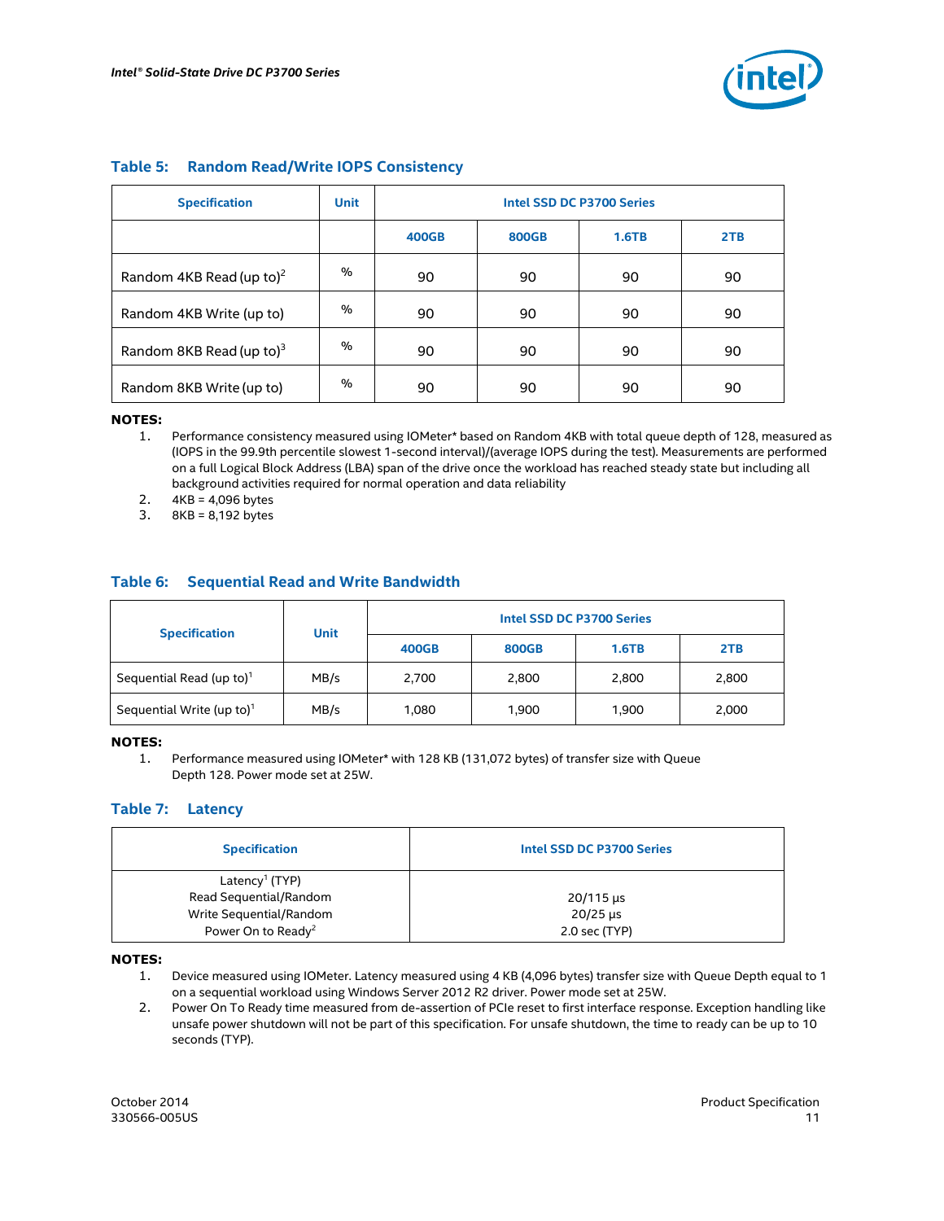## Table 5: Random Read/Write IOPS Consistency

| Specification | Unit | Intel SSD DC P3700 Series | | | |
|---|---|---|---|---|---|
| | | 400GB | 800GB | 1.6TB | 2TB |
| Random 4KB Read (up to)[2] | % | 90 | 90 | 90 | 90 |
| Random 4KB Write (up to) | % | 90 | 90 | 90 | 90 |
| Random 8KB Read (up to)[3] | % | 90 | 90 | 90 | 90 |
| Random 8KB Write (up to) | % | 90 | 90 | 90 | 90 |

**NOTES:**

1. Performance consistency measured using IOMeter* based on Random 4KB with total queue depth of 128, measured as (IOPS in the 99.9th percentile slowest 1-second interval)/(average IOPS during the test). Measurements are performed on a full Logical Block Address (LBA) span of the drive once the workload has reached steady state but including all background activities required for normal operation and data reliability
2. 4KB = 4,096 bytes
3. 8KB = 8,192 bytes

## Table 6: Sequential Read and Write Bandwidth

| Specification | Unit | Intel SSD DC P3700 Series | | | |
|---|---|---|---|---|---|
| | | 400GB | 800GB | 1.6TB | 2TB |
| Sequential Read (up to)[1] | MB/s | 2,700 | 2,800 | 2,800 | 2,800 |
| Sequential Write (up to)[1] | MB/s | 1,080 | 1,900 | 1,900 | 2,000 |

**NOTES:**

1. Performance measured using IOMeter* with 128 KB (131,072 bytes) of transfer size with Queue Depth 128. Power mode set at 25W.

## Table 7: Latency

| Specification | Intel SSD DC P3700 Series |
|---|---|
| Latency[1] (TYP) | |
| Read Sequential/Random | 20/115 µs |
| Write Sequential/Random | 20/25 µs |
| Power On to Ready[2] | 2.0 sec (TYP) |

**NOTES:**

1. Device measured using IOMeter. Latency measured using 4 KB (4,096 bytes) transfer size with Queue Depth equal to 1 on a sequential workload using Windows Server 2012 R2 driver. Power mode set at 25W.
2. Power On To Ready time measured from de-assertion of PCIe reset to first interface response. Exception handling like unsafe power shutdown will not be part of this specification. For unsafe shutdown, the time to ready can be up to 10 seconds (TYP).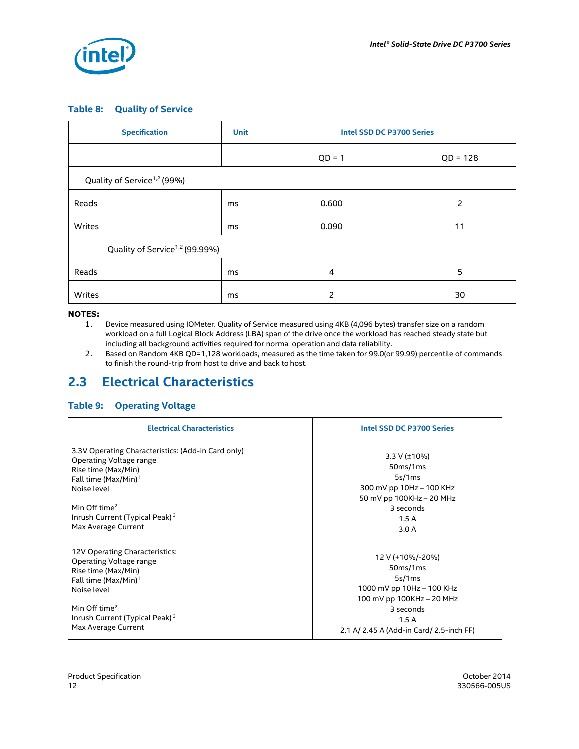### Table 8: Quality of Service

| Specification | Unit | Intel SSD DC P3700 Series | |
|---|---|---|---|
| | | QD = 1 | QD = 128 |
| Quality of Service[1,2] (99%) | | | |
| Reads | ms | 0.600 | 2 |
| Writes | ms | 0.090 | 11 |
| Quality of Service[1,2] (99.99%) | | | |
| Reads | ms | 4 | 5 |
| Writes | ms | 2 | 30 |

**NOTES:**

1. Device measured using IOMeter. Quality of Service measured using 4KB (4,096 bytes) transfer size on a random workload on a full Logical Block Address (LBA) span of the drive once the workload has reached steady state but including all background activities required for normal operation and data reliability.
2. Based on Random 4KB QD=1,128 workloads, measured as the time taken for 99.0(or 99.99) percentile of commands to finish the round-trip from host to drive and back to host.

## 2.3 Electrical Characteristics

### Table 9: Operating Voltage

| Electrical Characteristics | Intel SSD DC P3700 Series |
|---|---|
| 3.3V Operating Characteristics: (Add-in Card only)<br>Operating Voltage range<br>Rise time (Max/Min)<br>Fall time (Max/Min)[1]<br>Noise level<br><br>Min Off time[2]<br>Inrush Current (Typical Peak)[3]<br>Max Average Current | <br>3.3 V (±10%)<br>50ms/1ms<br>5s/1ms<br>300 mV pp 10Hz – 100 KHz<br>50 mV pp 100KHz – 20 MHz<br>3 seconds<br>1.5 A<br>3.0 A |
| 12V Operating Characteristics:<br>Operating Voltage range<br>Rise time (Max/Min)<br>Fall time (Max/Min)[1]<br>Noise level<br><br>Min Off time[2]<br>Inrush Current (Typical Peak)[3]<br>Max Average Current | <br>12 V (+10%/-20%)<br>50ms/1ms<br>5s/1ms<br>1000 mV pp 10Hz – 100 KHz<br>100 mV pp 100KHz – 20 MHz<br>3 seconds<br>1.5 A<br>2.1 A/ 2.45 A (Add-in Card/ 2.5-inch FF) |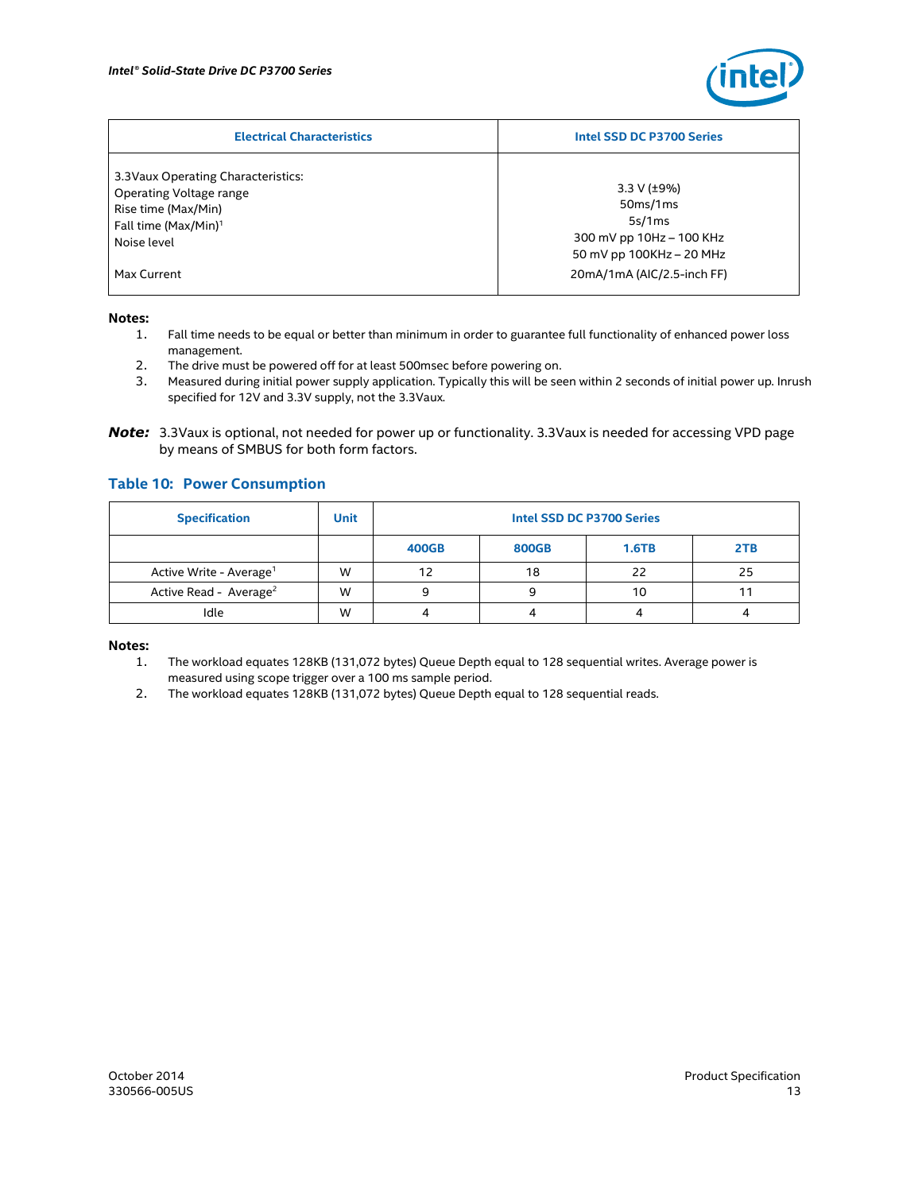| Electrical Characteristics | Intel SSD DC P3700 Series |
| --- | --- |
| 3.3Vaux Operating Characteristics:<br>Operating Voltage range<br>Rise time (Max/Min)<br>Fall time (Max/Min)[1]<br>Noise level<br><br>Max Current | <br>3.3 V (±9%)<br>50ms/1ms<br>5s/1ms<br>300 mV pp 10Hz – 100 KHz<br>50 mV pp 100KHz – 20 MHz<br>20mA/1mA (AIC/2.5-inch FF) |

**Notes:**

1. Fall time needs to be equal or better than minimum in order to guarantee full functionality of enhanced power loss management.
2. The drive must be powered off for at least 500msec before powering on.
3. Measured during initial power supply application. Typically this will be seen within 2 seconds of initial power up. Inrush specified for 12V and 3.3V supply, not the 3.3Vaux.

***Note:*** 3.3Vaux is optional, not needed for power up or functionality. 3.3Vaux is needed for accessing VPD page by means of SMBUS for both form factors.

## Table 10: Power Consumption

| Specification | Unit | Intel SSD DC P3700 Series | | | |
| --- | --- | --- | --- | --- | --- |
| | | 400GB | 800GB | 1.6TB | 2TB |
| Active Write - Average[1] | W | 12 | 18 | 22 | 25 |
| Active Read - Average[2] | W | 9 | 9 | 10 | 11 |
| Idle | W | 4 | 4 | 4 | 4 |

**Notes:**

1. The workload equates 128KB (131,072 bytes) Queue Depth equal to 128 sequential writes. Average power is measured using scope trigger over a 100 ms sample period.
2. The workload equates 128KB (131,072 bytes) Queue Depth equal to 128 sequential reads.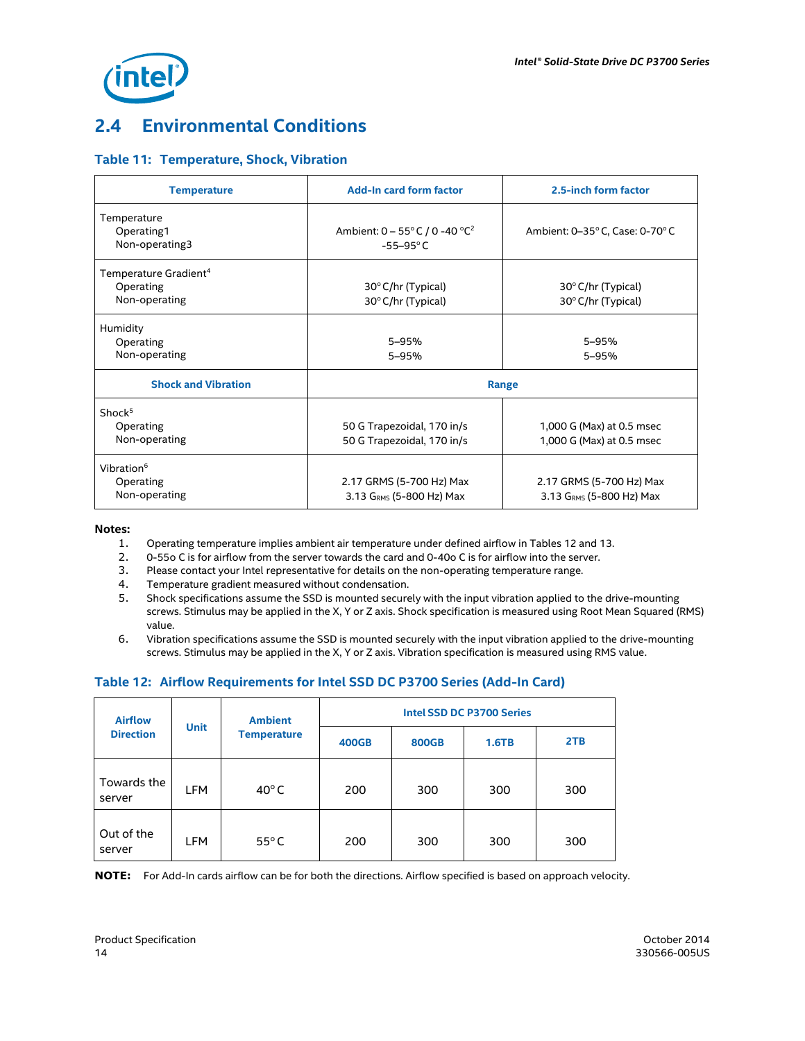## 2.4 Environmental Conditions

### Table 11: Temperature, Shock, Vibration

| Temperature | Add-In card form factor | 2.5-inch form factor |
|---|---|---|
| Temperature<br>Operating1<br>Non-operating3 | Ambient: 0 – 55° C / 0 -40 °C[2]<br>-55–95° C | Ambient: 0–35° C, Case: 0-70° C |
| Temperature Gradient[4]<br>Operating<br>Non-operating | 30° C/hr (Typical)<br>30° C/hr (Typical) | 30° C/hr (Typical)<br>30° C/hr (Typical) |
| Humidity<br>Operating<br>Non-operating | 5–95%<br>5–95% | 5–95%<br>5–95% |
| **Shock and Vibration** | **Range** | |
| Shock[5]<br>Operating<br>Non-operating | 50 G Trapezoidal, 170 in/s<br>50 G Trapezoidal, 170 in/s | 1,000 G (Max) at 0.5 msec<br>1,000 G (Max) at 0.5 msec |
| Vibration[6]<br>Operating<br>Non-operating | 2.17 GRMS (5-700 Hz) Max<br>3.13 $G_{RMS}$ (5-800 Hz) Max | 2.17 GRMS (5-700 Hz) Max<br>3.13 $G_{RMS}$ (5-800 Hz) Max |

**Notes:**

1. Operating temperature implies ambient air temperature under defined airflow in Tables 12 and 13.
2. 0-55o C is for airflow from the server towards the card and 0-40o C is for airflow into the server.
3. Please contact your Intel representative for details on the non-operating temperature range.
4. Temperature gradient measured without condensation.
5. Shock specifications assume the SSD is mounted securely with the input vibration applied to the drive-mounting screws. Stimulus may be applied in the X, Y or Z axis. Shock specification is measured using Root Mean Squared (RMS) value.
6. Vibration specifications assume the SSD is mounted securely with the input vibration applied to the drive-mounting screws. Stimulus may be applied in the X, Y or Z axis. Vibration specification is measured using RMS value.

### Table 12: Airflow Requirements for Intel SSD DC P3700 Series (Add-In Card)

| Airflow Direction | Unit | Ambient Temperature | Intel SSD DC P3700 Series | | | |
|---|---|---|---|---|---|---|
| | | | 400GB | 800GB | 1.6TB | 2TB |
| Towards the server | LFM | 40° C | 200 | 300 | 300 | 300 |
| Out of the server | LFM | 55° C | 200 | 300 | 300 | 300 |

**NOTE:** For Add-In cards airflow can be for both the directions. Airflow specified is based on approach velocity.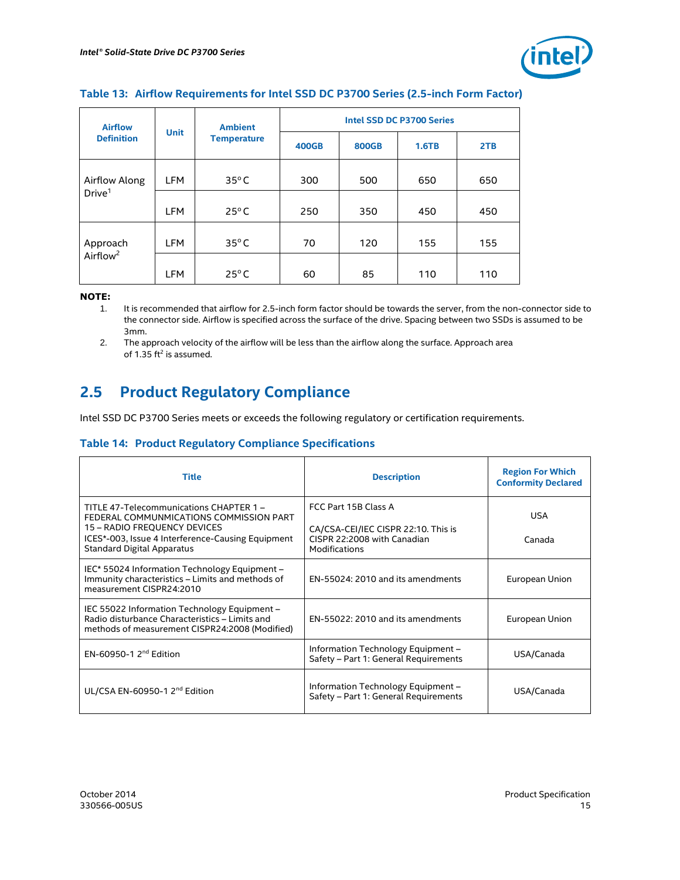**Table 13: Airflow Requirements for Intel SSD DC P3700 Series (2.5-inch Form Factor)**

| Airflow Definition | Unit | Ambient Temperature | Intel SSD DC P3700 Series | | | |
|---|---|---|---|---|---|---|
| | | | 400GB | 800GB | 1.6TB | 2TB |
| Airflow Along Drive[1] | LFM | 35°C | 300 | 500 | 650 | 650 |
| | LFM | 25°C | 250 | 350 | 450 | 450 |
| Approach Airflow[2] | LFM | 35°C | 70 | 120 | 155 | 155 |
| | LFM | 25°C | 60 | 85 | 110 | 110 |

**NOTE:**

1. It is recommended that airflow for 2.5-inch form factor should be towards the server, from the non-connector side to the connector side. Airflow is specified across the surface of the drive. Spacing between two SSDs is assumed to be 3mm.
2. The approach velocity of the airflow will be less than the airflow along the surface. Approach area of 1.35 $ft^2$ is assumed.

## 2.5 Product Regulatory Compliance

Intel SSD DC P3700 Series meets or exceeds the following regulatory or certification requirements.

**Table 14: Product Regulatory Compliance Specifications**

| Title | Description | Region For Which Conformity Declared |
|---|---|---|
| TITLE 47-Telecommunications CHAPTER 1 – FEDERAL COMMUNMICATIONS COMMISSION PART 15 – RADIO FREQUENCY DEVICES<br>ICES*-003, Issue 4 Interference-Causing Equipment Standard Digital Apparatus | FCC Part 15B Class A<br><br>CA/CSA-CEI/IEC CISPR 22:10. This is CISPR 22:2008 with Canadian Modifications | USA<br><br>Canada |
| IEC* 55024 Information Technology Equipment – Immunity characteristics – Limits and methods of measurement CISPR24:2010 | EN-55024: 2010 and its amendments | European Union |
| IEC 55022 Information Technology Equipment – Radio disturbance Characteristics – Limits and methods of measurement CISPR24:2008 (Modified) | EN-55022: 2010 and its amendments | European Union |
| EN-60950-1 2nd Edition | Information Technology Equipment – Safety – Part 1: General Requirements | USA/Canada |
| UL/CSA EN-60950-1 2nd Edition | Information Technology Equipment – Safety – Part 1: General Requirements | USA/Canada |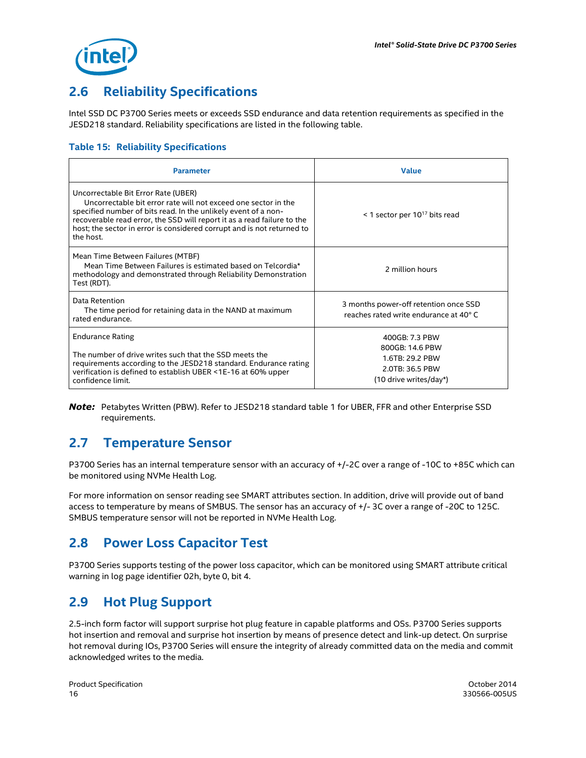## 2.6 Reliability Specifications

Intel SSD DC P3700 Series meets or exceeds SSD endurance and data retention requirements as specified in the JESD218 standard. Reliability specifications are listed in the following table.

**Table 15: Reliability Specifications**

| Parameter | Value |
|---|---|
| Uncorrectable Bit Error Rate (UBER)<br>Uncorrectable bit error rate will not exceed one sector in the specified number of bits read. In the unlikely event of a non-recoverable read error, the SSD will report it as a read failure to the host; the sector in error is considered corrupt and is not returned to the host. | < 1 sector per $10^{17}$ bits read |
| Mean Time Between Failures (MTBF)<br>Mean Time Between Failures is estimated based on Telcordia* methodology and demonstrated through Reliability Demonstration Test (RDT). | 2 million hours |
| Data Retention<br>The time period for retaining data in the NAND at maximum rated endurance. | 3 months power-off retention once SSD reaches rated write endurance at 40° C |
| Endurance Rating<br><br>The number of drive writes such that the SSD meets the requirements according to the JESD218 standard. Endurance rating verification is defined to establish UBER <1E-16 at 60% upper confidence limit. | 400GB: 7.3 PBW<br>800GB: 14.6 PBW<br>1.6TB: 29.2 PBW<br>2.0TB: 36.5 PBW<br>(10 drive writes/day*) |

***Note:*** Petabytes Written (PBW). Refer to JESD218 standard table 1 for UBER, FFR and other Enterprise SSD requirements.

## 2.7 Temperature Sensor

P3700 Series has an internal temperature sensor with an accuracy of +/-2C over a range of -10C to +85C which can be monitored using NVMe Health Log.

For more information on sensor reading see SMART attributes section. In addition, drive will provide out of band access to temperature by means of SMBUS. The sensor has an accuracy of +/- 3C over a range of -20C to 125C. SMBUS temperature sensor will not be reported in NVMe Health Log.

## 2.8 Power Loss Capacitor Test

P3700 Series supports testing of the power loss capacitor, which can be monitored using SMART attribute critical warning in log page identifier 02h, byte 0, bit 4.

## 2.9 Hot Plug Support

2.5-inch form factor will support surprise hot plug feature in capable platforms and OSs. P3700 Series supports hot insertion and removal and surprise hot insertion by means of presence detect and link-up detect. On surprise hot removal during IOs, P3700 Series will ensure the integrity of already committed data on the media and commit acknowledged writes to the media.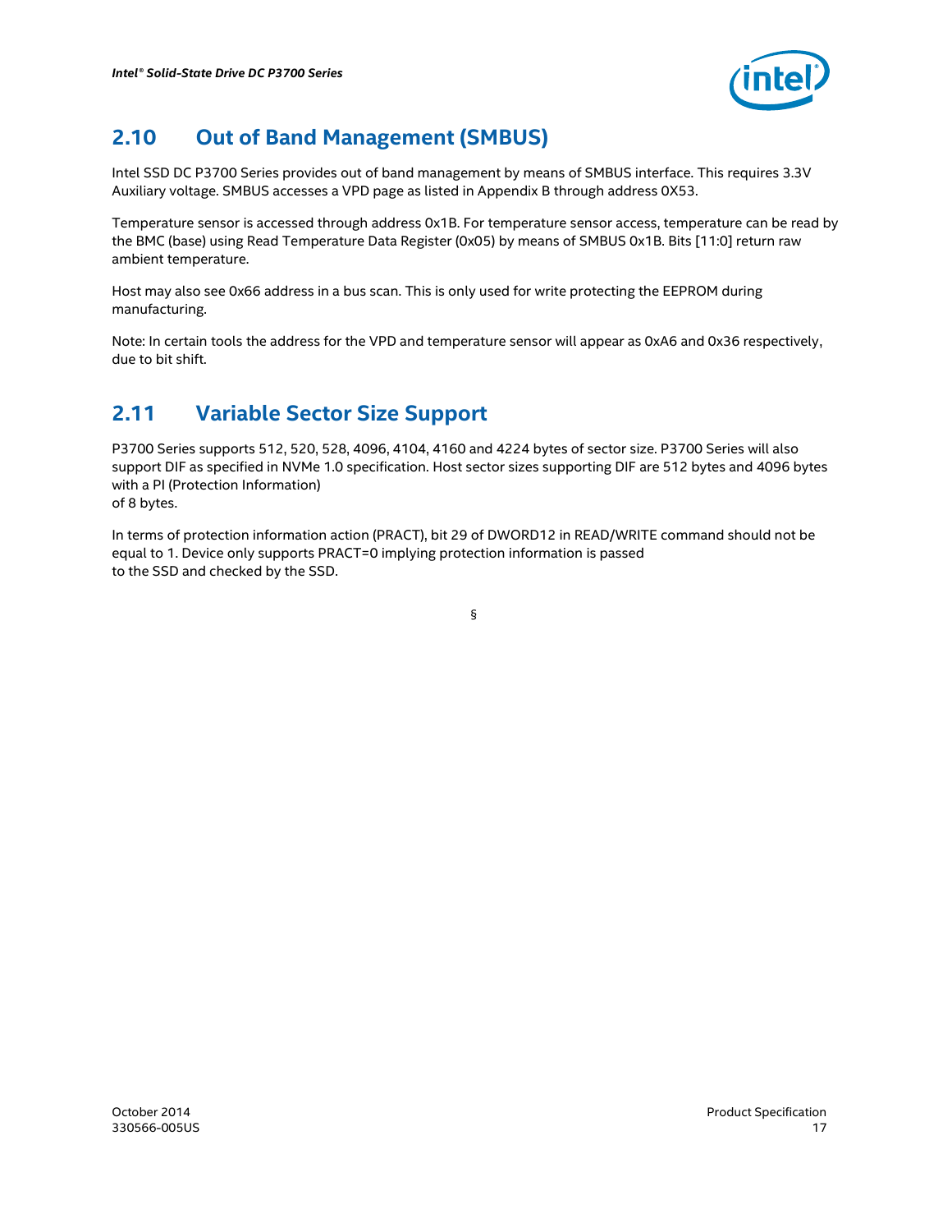## 2.10 Out of Band Management (SMBUS)

Intel SSD DC P3700 Series provides out of band management by means of SMBUS interface. This requires 3.3V Auxiliary voltage. SMBUS accesses a VPD page as listed in Appendix B through address 0X53.

Temperature sensor is accessed through address 0x1B. For temperature sensor access, temperature can be read by the BMC (base) using Read Temperature Data Register (0x05) by means of SMBUS 0x1B. Bits [11:0] return raw ambient temperature.

Host may also see 0x66 address in a bus scan. This is only used for write protecting the EEPROM during manufacturing.

Note: In certain tools the address for the VPD and temperature sensor will appear as 0xA6 and 0x36 respectively, due to bit shift.

## 2.11 Variable Sector Size Support

P3700 Series supports 512, 520, 528, 4096, 4104, 4160 and 4224 bytes of sector size. P3700 Series will also support DIF as specified in NVMe 1.0 specification. Host sector sizes supporting DIF are 512 bytes and 4096 bytes with a PI (Protection Information) of 8 bytes.

In terms of protection information action (PRACT), bit 29 of DWORD12 in READ/WRITE command should not be equal to 1. Device only supports PRACT=0 implying protection information is passed to the SSD and checked by the SSD.

§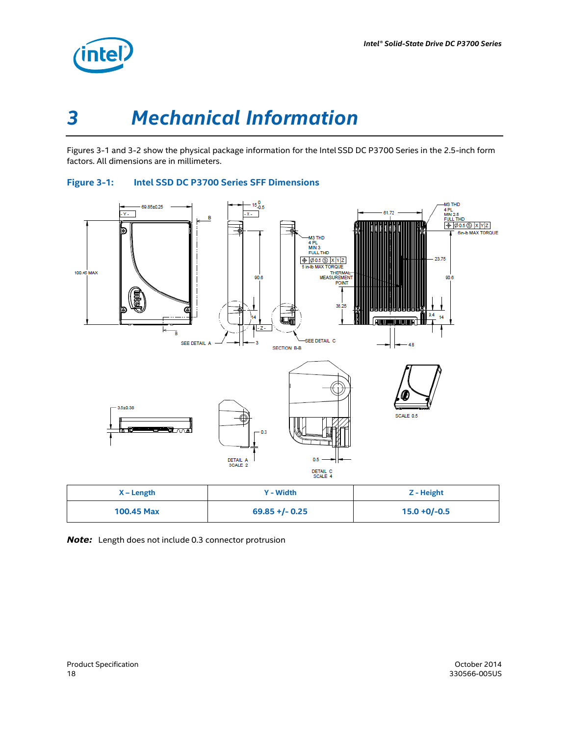# 3 Mechanical Information

Figures 3-1 and 3-2 show the physical package information for the Intel SSD DC P3700 Series in the 2.5-inch form factors. All dimensions are in millimeters.

**Figure 3-1: Intel SSD DC P3700 Series SFF Dimensions**

| X – Length | Y - Width | Z - Height |
|---|---|---|
| 100.45 Max | 69.85 +/- 0.25 | 15.0 +0/-0.5 |

***Note:*** Length does not include 0.3 connector protrusion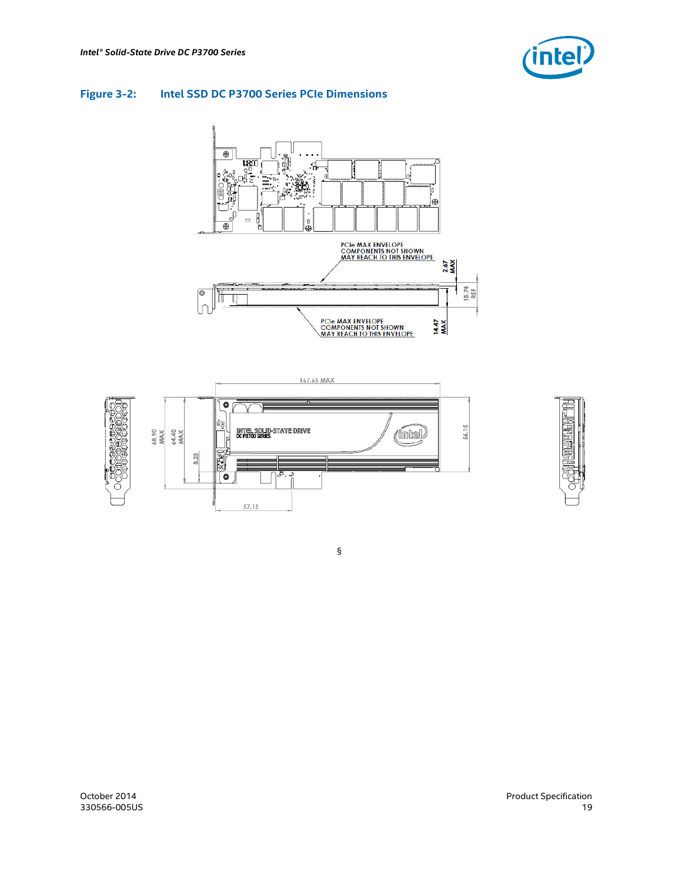### Figure 3-2: Intel SSD DC P3700 Series PCIe Dimensions

§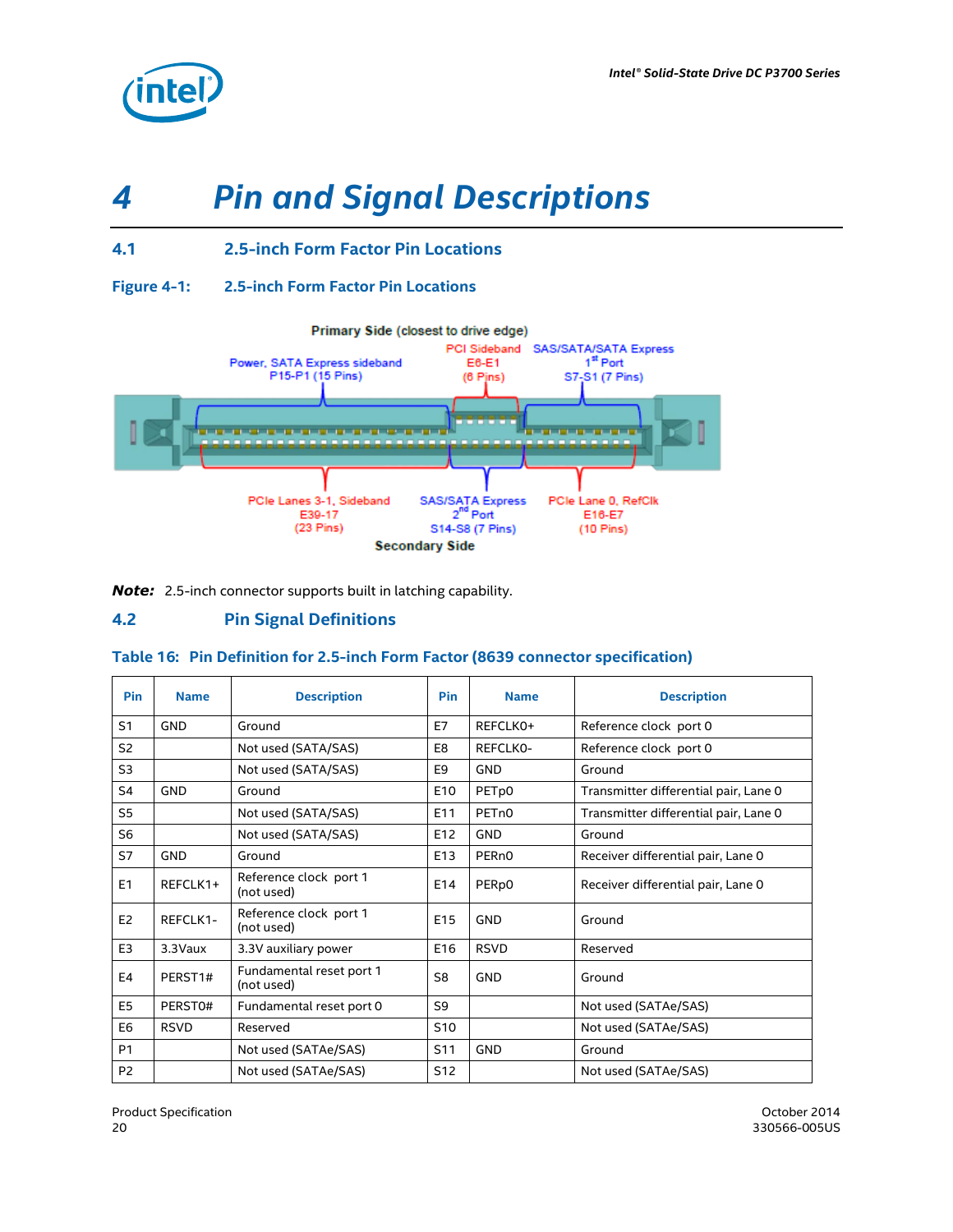# 4 Pin and Signal Descriptions

## 4.1 2.5-inch Form Factor Pin Locations

**Figure 4-1: 2.5-inch Form Factor Pin Locations**

Primary Side (closest to drive edge)

Power, SATA Express sideband P15-P1 (15 Pins)

PCI Sideband E6-E1 (6 Pins)

SAS/SATA/SATA Express 1st Port S7-S1 (7 Pins)

PCIe Lanes 3-1, Sideband E39-17 (23 Pins)

SAS/SATA Express 2nd Port S14-S8 (7 Pins)

PCIe Lane 0, RefClk E16-E7 (10 Pins)

Secondary Side

***Note:*** 2.5-inch connector supports built in latching capability.

## 4.2 Pin Signal Definitions

**Table 16: Pin Definition for 2.5-inch Form Factor (8639 connector specification)**

| Pin | Name | Description | Pin | Name | Description |
|---|---|---|---|---|---|
| S1 | GND | Ground | E7 | REFCLK0+ | Reference clock port 0 |
| S2 | | Not used (SATA/SAS) | E8 | REFCLK0- | Reference clock port 0 |
| S3 | | Not used (SATA/SAS) | E9 | GND | Ground |
| S4 | GND | Ground | E10 | PETp0 | Transmitter differential pair, Lane 0 |
| S5 | | Not used (SATA/SAS) | E11 | PETn0 | Transmitter differential pair, Lane 0 |
| S6 | | Not used (SATA/SAS) | E12 | GND | Ground |
| S7 | GND | Ground | E13 | PERn0 | Receiver differential pair, Lane 0 |
| E1 | REFCLK1+ | Reference clock port 1 (not used) | E14 | PERp0 | Receiver differential pair, Lane 0 |
| E2 | REFCLK1- | Reference clock port 1 (not used) | E15 | GND | Ground |
| E3 | 3.3Vaux | 3.3V auxiliary power | E16 | RSVD | Reserved |
| E4 | PERST1# | Fundamental reset port 1 (not used) | S8 | GND | Ground |
| E5 | PERST0# | Fundamental reset port 0 | S9 | | Not used (SATAe/SAS) |
| E6 | RSVD | Reserved | S10 | | Not used (SATAe/SAS) |
| P1 | | Not used (SATAe/SAS) | S11 | GND | Ground |
| P2 | | Not used (SATAe/SAS) | S12 | | Not used (SATAe/SAS) |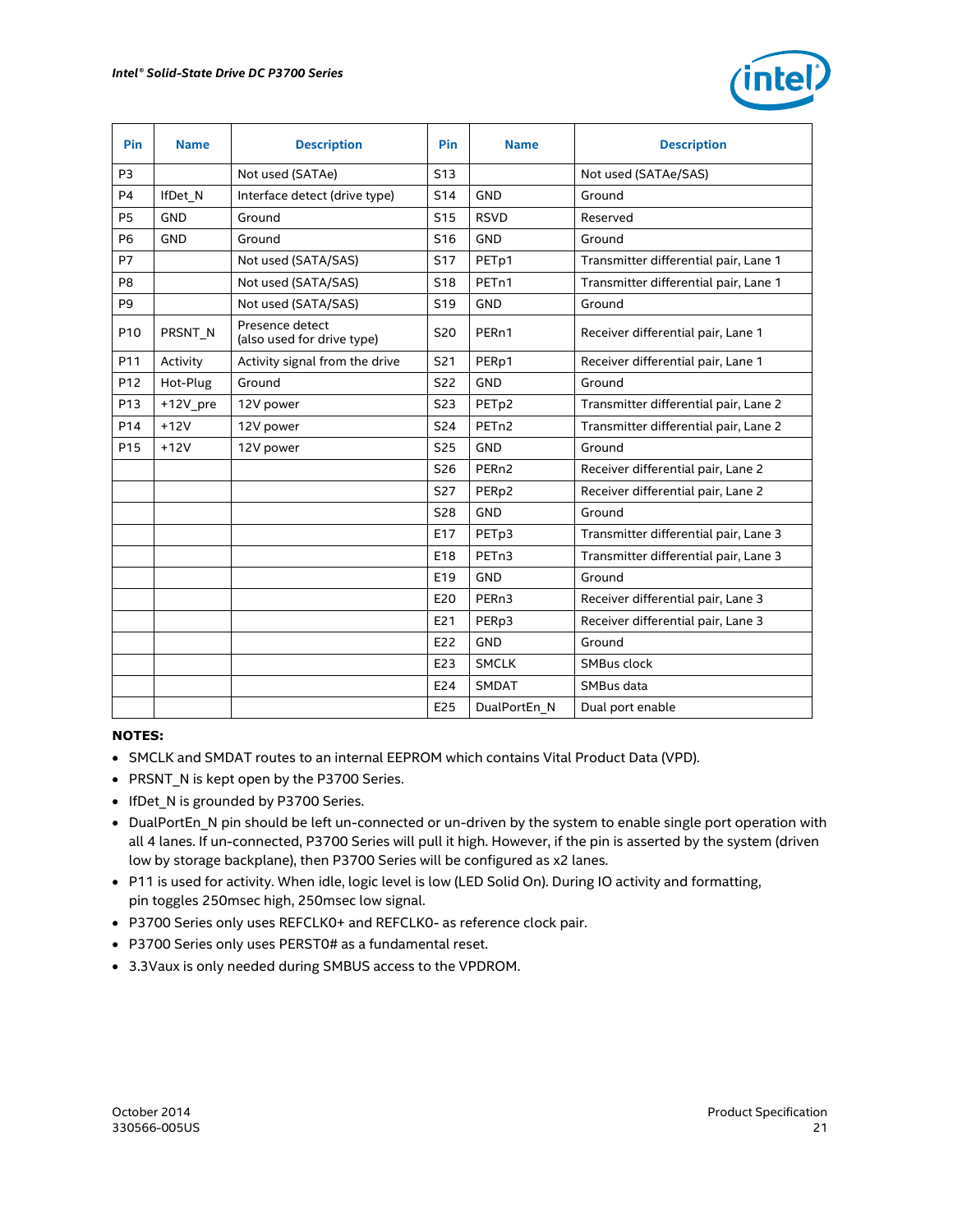| Pin | Name | Description | Pin | Name | Description |
|---|---|---|---|---|---|
| P3 | | Not used (SATAe) | S13 | | Not used (SATAe/SAS) |
| P4 | IfDet_N | Interface detect (drive type) | S14 | GND | Ground |
| P5 | GND | Ground | S15 | RSVD | Reserved |
| P6 | GND | Ground | S16 | GND | Ground |
| P7 | | Not used (SATA/SAS) | S17 | PETp1 | Transmitter differential pair, Lane 1 |
| P8 | | Not used (SATA/SAS) | S18 | PETn1 | Transmitter differential pair, Lane 1 |
| P9 | | Not used (SATA/SAS) | S19 | GND | Ground |
| P10 | PRSNT_N | Presence detect (also used for drive type) | S20 | PERn1 | Receiver differential pair, Lane 1 |
| P11 | Activity | Activity signal from the drive | S21 | PERp1 | Receiver differential pair, Lane 1 |
| P12 | Hot-Plug | Ground | S22 | GND | Ground |
| P13 | +12V_pre | 12V power | S23 | PETp2 | Transmitter differential pair, Lane 2 |
| P14 | +12V | 12V power | S24 | PETn2 | Transmitter differential pair, Lane 2 |
| P15 | +12V | 12V power | S25 | GND | Ground |
| | | | S26 | PERn2 | Receiver differential pair, Lane 2 |
| | | | S27 | PERp2 | Receiver differential pair, Lane 2 |
| | | | S28 | GND | Ground |
| | | | E17 | PETp3 | Transmitter differential pair, Lane 3 |
| | | | E18 | PETn3 | Transmitter differential pair, Lane 3 |
| | | | E19 | GND | Ground |
| | | | E20 | PERn3 | Receiver differential pair, Lane 3 |
| | | | E21 | PERp3 | Receiver differential pair, Lane 3 |
| | | | E22 | GND | Ground |
| | | | E23 | SMCLK | SMBus clock |
| | | | E24 | SMDAT | SMBus data |
| | | | E25 | DualPortEn_N | Dual port enable |

**NOTES:**

- SMCLK and SMDAT routes to an internal EEPROM which contains Vital Product Data (VPD).
- PRSNT_N is kept open by the P3700 Series.
- IfDet_N is grounded by P3700 Series.
- DualPortEn_N pin should be left un-connected or un-driven by the system to enable single port operation with all 4 lanes. If un-connected, P3700 Series will pull it high. However, if the pin is asserted by the system (driven low by storage backplane), then P3700 Series will be configured as x2 lanes.
- P11 is used for activity. When idle, logic level is low (LED Solid On). During IO activity and formatting, pin toggles 250msec high, 250msec low signal.
- P3700 Series only uses REFCLK0+ and REFCLK0- as reference clock pair.
- P3700 Series only uses PERST0# as a fundamental reset.
- 3.3Vaux is only needed during SMBUS access to the VPDROM.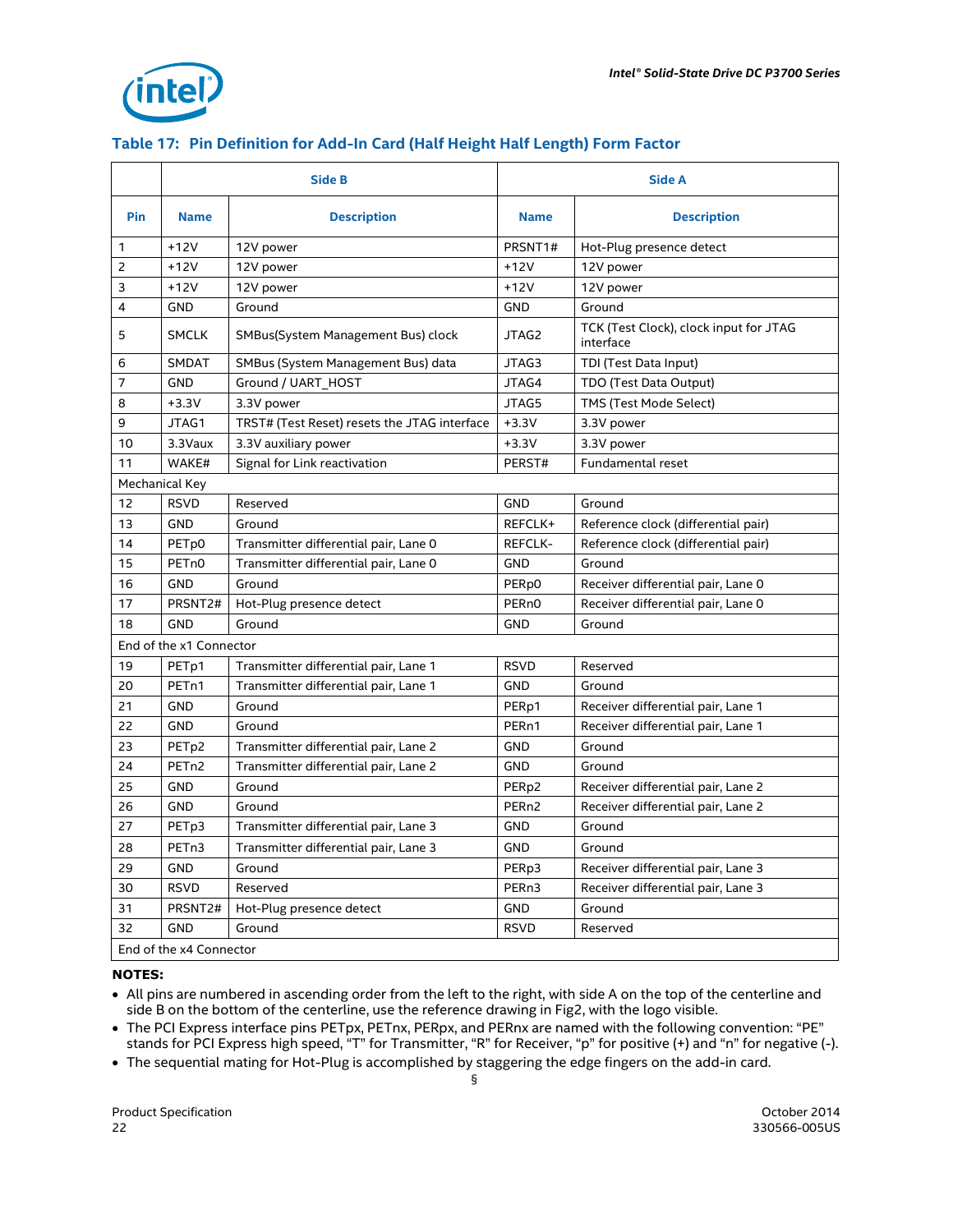### Table 17: Pin Definition for Add-In Card (Half Height Half Length) Form Factor

| | Side B | | Side A | |
|---|---|---|---|---|
| **Pin** | **Name** | **Description** | **Name** | **Description** |
| 1 | +12V | 12V power | PRSNT1# | Hot-Plug presence detect |
| 2 | +12V | 12V power | +12V | 12V power |
| 3 | +12V | 12V power | +12V | 12V power |
| 4 | GND | Ground | GND | Ground |
| 5 | SMCLK | SMBus(System Management Bus) clock | JTAG2 | TCK (Test Clock), clock input for JTAG interface |
| 6 | SMDAT | SMBus (System Management Bus) data | JTAG3 | TDI (Test Data Input) |
| 7 | GND | Ground / UART_HOST | JTAG4 | TDO (Test Data Output) |
| 8 | +3.3V | 3.3V power | JTAG5 | TMS (Test Mode Select) |
| 9 | JTAG1 | TRST# (Test Reset) resets the JTAG interface | +3.3V | 3.3V power |
| 10 | 3.3Vaux | 3.3V auxiliary power | +3.3V | 3.3V power |
| 11 | WAKE# | Signal for Link reactivation | PERST# | Fundamental reset |
| Mechanical Key | | | | |
| 12 | RSVD | Reserved | GND | Ground |
| 13 | GND | Ground | REFCLK+ | Reference clock (differential pair) |
| 14 | PETp0 | Transmitter differential pair, Lane 0 | REFCLK- | Reference clock (differential pair) |
| 15 | PETn0 | Transmitter differential pair, Lane 0 | GND | Ground |
| 16 | GND | Ground | PERp0 | Receiver differential pair, Lane 0 |
| 17 | PRSNT2# | Hot-Plug presence detect | PERn0 | Receiver differential pair, Lane 0 |
| 18 | GND | Ground | GND | Ground |
| End of the x1 Connector | | | | |
| 19 | PETp1 | Transmitter differential pair, Lane 1 | RSVD | Reserved |
| 20 | PETn1 | Transmitter differential pair, Lane 1 | GND | Ground |
| 21 | GND | Ground | PERp1 | Receiver differential pair, Lane 1 |
| 22 | GND | Ground | PERn1 | Receiver differential pair, Lane 1 |
| 23 | PETp2 | Transmitter differential pair, Lane 2 | GND | Ground |
| 24 | PETn2 | Transmitter differential pair, Lane 2 | GND | Ground |
| 25 | GND | Ground | PERp2 | Receiver differential pair, Lane 2 |
| 26 | GND | Ground | PERn2 | Receiver differential pair, Lane 2 |
| 27 | PETp3 | Transmitter differential pair, Lane 3 | GND | Ground |
| 28 | PETn3 | Transmitter differential pair, Lane 3 | GND | Ground |
| 29 | GND | Ground | PERp3 | Receiver differential pair, Lane 3 |
| 30 | RSVD | Reserved | PERn3 | Receiver differential pair, Lane 3 |
| 31 | PRSNT2# | Hot-Plug presence detect | GND | Ground |
| 32 | GND | Ground | RSVD | Reserved |
| End of the x4 Connector | | | | |

**NOTES:**

- All pins are numbered in ascending order from the left to the right, with side A on the top of the centerline and side B on the bottom of the centerline, use the reference drawing in Fig2, with the logo visible.
- The PCI Express interface pins PETpx, PETnx, PERpx, and PERnx are named with the following convention: "PE" stands for PCI Express high speed, "T" for Transmitter, "R" for Receiver, "p" for positive (+) and "n" for negative (-).
- The sequential mating for Hot-Plug is accomplished by staggering the edge fingers on the add-in card.

§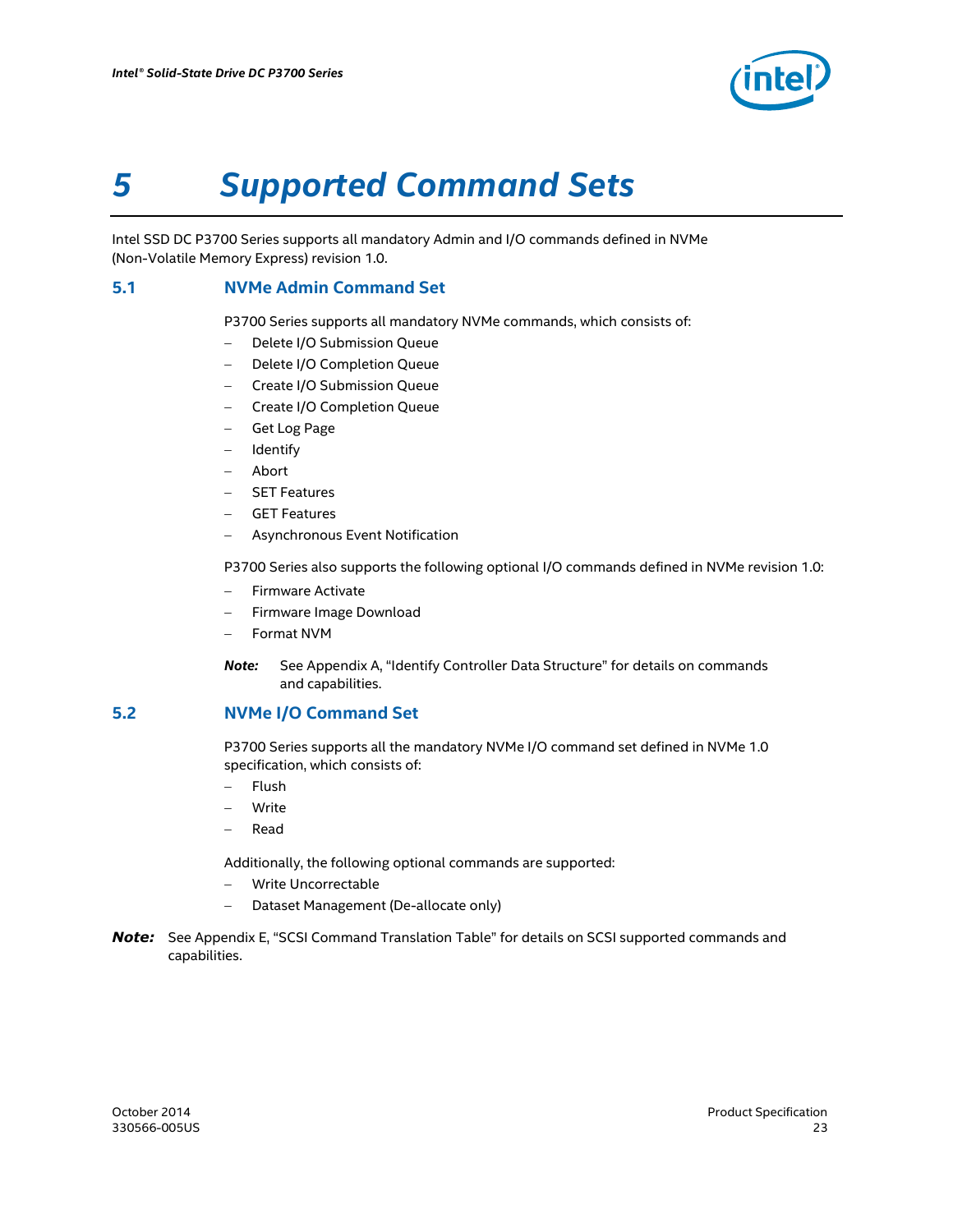# 5 Supported Command Sets

Intel SSD DC P3700 Series supports all mandatory Admin and I/O commands defined in NVMe (Non-Volatile Memory Express) revision 1.0.

## 5.1 NVMe Admin Command Set

P3700 Series supports all mandatory NVMe commands, which consists of:

- Delete I/O Submission Queue
- Delete I/O Completion Queue
- Create I/O Submission Queue
- Create I/O Completion Queue
- Get Log Page
- Identify
- Abort
- SET Features
- GET Features
- Asynchronous Event Notification

P3700 Series also supports the following optional I/O commands defined in NVMe revision 1.0:

- Firmware Activate
- Firmware Image Download
- Format NVM

***Note:*** See Appendix A, “Identify Controller Data Structure” for details on commands and capabilities.

## 5.2 NVMe I/O Command Set

P3700 Series supports all the mandatory NVMe I/O command set defined in NVMe 1.0 specification, which consists of:

- Flush
- Write
- Read

Additionally, the following optional commands are supported:

- Write Uncorrectable
- Dataset Management (De-allocate only)

***Note:*** See Appendix E, “SCSI Command Translation Table” for details on SCSI supported commands and capabilities.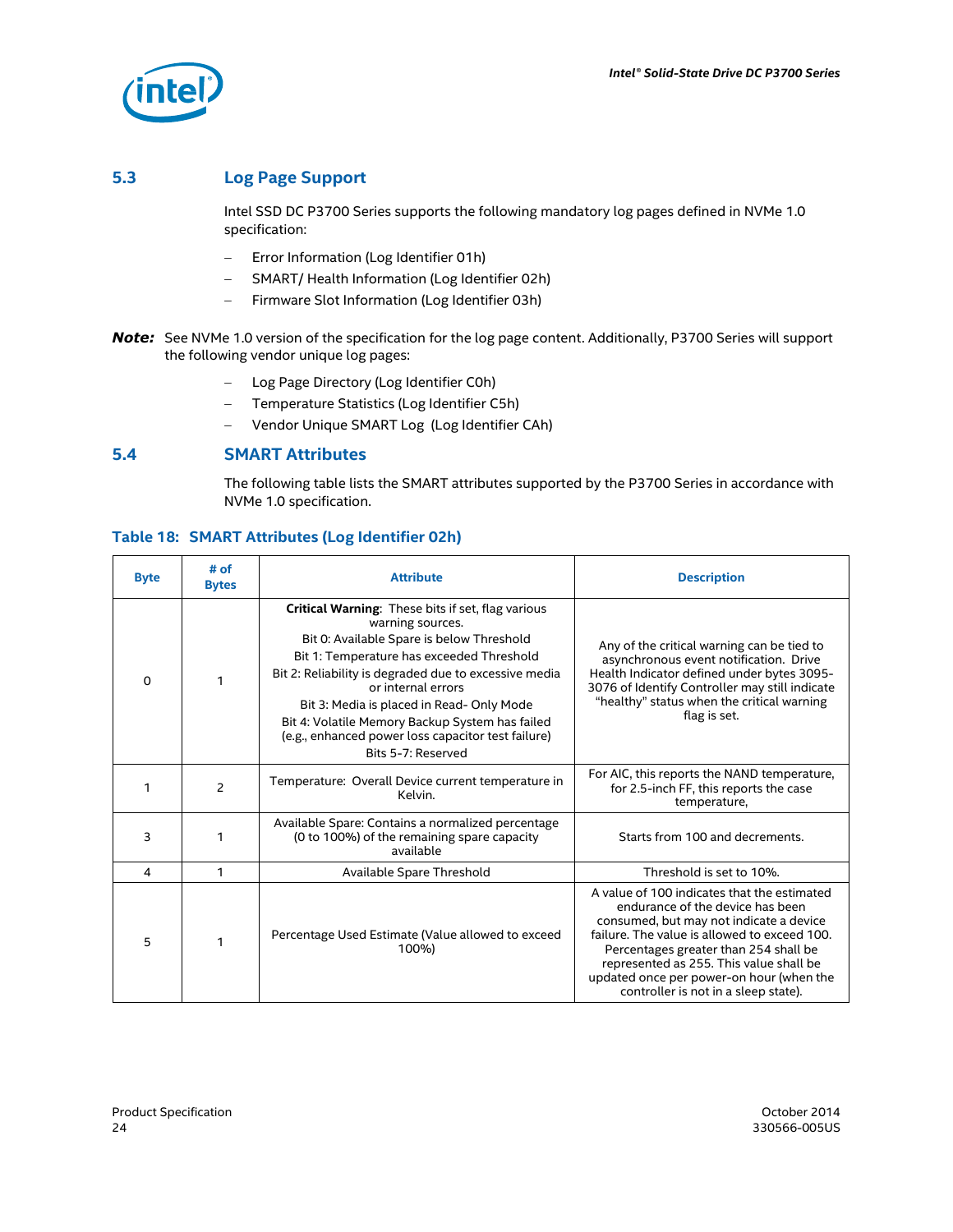## 5.3 Log Page Support

Intel SSD DC P3700 Series supports the following mandatory log pages defined in NVMe 1.0 specification:

- Error Information (Log Identifier 01h)
- SMART/ Health Information (Log Identifier 02h)
- Firmware Slot Information (Log Identifier 03h)

***Note:*** See NVMe 1.0 version of the specification for the log page content. Additionally, P3700 Series will support the following vendor unique log pages:

- Log Page Directory (Log Identifier C0h)
- Temperature Statistics (Log Identifier C5h)
- Vendor Unique SMART Log (Log Identifier CAh)

## 5.4 SMART Attributes

The following table lists the SMART attributes supported by the P3700 Series in accordance with NVMe 1.0 specification.

### Table 18: SMART Attributes (Log Identifier 02h)

| Byte | # of Bytes | Attribute | Description |
|---|---|---|---|
| 0 | 1 | **Critical Warning**: These bits if set, flag various warning sources.<br>Bit 0: Available Spare is below Threshold<br>Bit 1: Temperature has exceeded Threshold<br>Bit 2: Reliability is degraded due to excessive media or internal errors<br>Bit 3: Media is placed in Read- Only Mode<br>Bit 4: Volatile Memory Backup System has failed (e.g., enhanced power loss capacitor test failure)<br>Bits 5-7: Reserved | Any of the critical warning can be tied to asynchronous event notification. Drive Health Indicator defined under bytes 3095-3076 of Identify Controller may still indicate "healthy" status when the critical warning flag is set. |
| 1 | 2 | Temperature: Overall Device current temperature in Kelvin. | For AIC, this reports the NAND temperature, for 2.5-inch FF, this reports the case temperature, |
| 3 | 1 | Available Spare: Contains a normalized percentage (0 to 100%) of the remaining spare capacity available | Starts from 100 and decrements. |
| 4 | 1 | Available Spare Threshold | Threshold is set to 10%. |
| 5 | 1 | Percentage Used Estimate (Value allowed to exceed 100%) | A value of 100 indicates that the estimated endurance of the device has been consumed, but may not indicate a device failure. The value is allowed to exceed 100. Percentages greater than 254 shall be represented as 255. This value shall be updated once per power-on hour (when the controller is not in a sleep state). |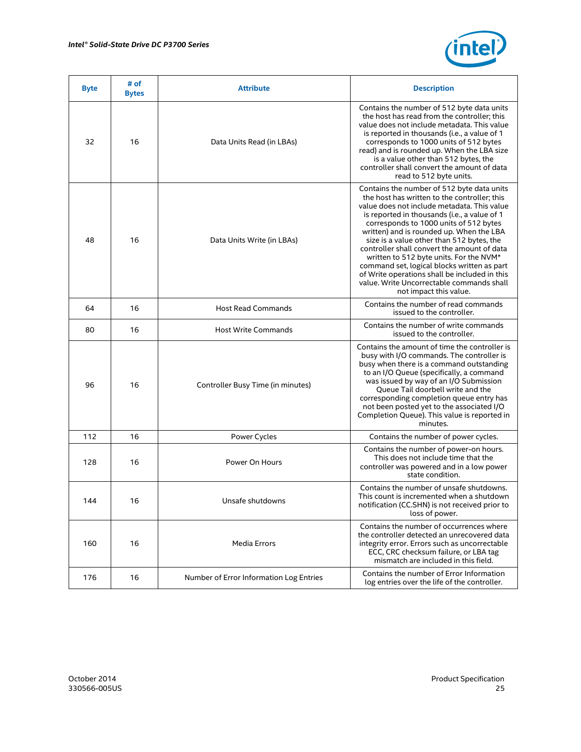| Byte | # of Bytes | Attribute | Description |
|---|---|---|---|
| 32 | 16 | Data Units Read (in LBAs) | Contains the number of 512 byte data units the host has read from the controller; this value does not include metadata. This value is reported in thousands (i.e., a value of 1 corresponds to 1000 units of 512 bytes read) and is rounded up. When the LBA size is a value other than 512 bytes, the controller shall convert the amount of data read to 512 byte units. |
| 48 | 16 | Data Units Write (in LBAs) | Contains the number of 512 byte data units the host has written to the controller; this value does not include metadata. This value is reported in thousands (i.e., a value of 1 corresponds to 1000 units of 512 bytes written) and is rounded up. When the LBA size is a value other than 512 bytes, the controller shall convert the amount of data written to 512 byte units. For the NVM* command set, logical blocks written as part of Write operations shall be included in this value. Write Uncorrectable commands shall not impact this value. |
| 64 | 16 | Host Read Commands | Contains the number of read commands issued to the controller. |
| 80 | 16 | Host Write Commands | Contains the number of write commands issued to the controller. |
| 96 | 16 | Controller Busy Time (in minutes) | Contains the amount of time the controller is busy with I/O commands. The controller is busy when there is a command outstanding to an I/O Queue (specifically, a command was issued by way of an I/O Submission Queue Tail doorbell write and the corresponding completion queue entry has not been posted yet to the associated I/O Completion Queue). This value is reported in minutes. |
| 112 | 16 | Power Cycles | Contains the number of power cycles. |
| 128 | 16 | Power On Hours | Contains the number of power-on hours. This does not include time that the controller was powered and in a low power state condition. |
| 144 | 16 | Unsafe shutdowns | Contains the number of unsafe shutdowns. This count is incremented when a shutdown notification (CC.SHN) is not received prior to loss of power. |
| 160 | 16 | Media Errors | Contains the number of occurrences where the controller detected an unrecovered data integrity error. Errors such as uncorrectable ECC, CRC checksum failure, or LBA tag mismatch are included in this field. |
| 176 | 16 | Number of Error Information Log Entries | Contains the number of Error Information log entries over the life of the controller. |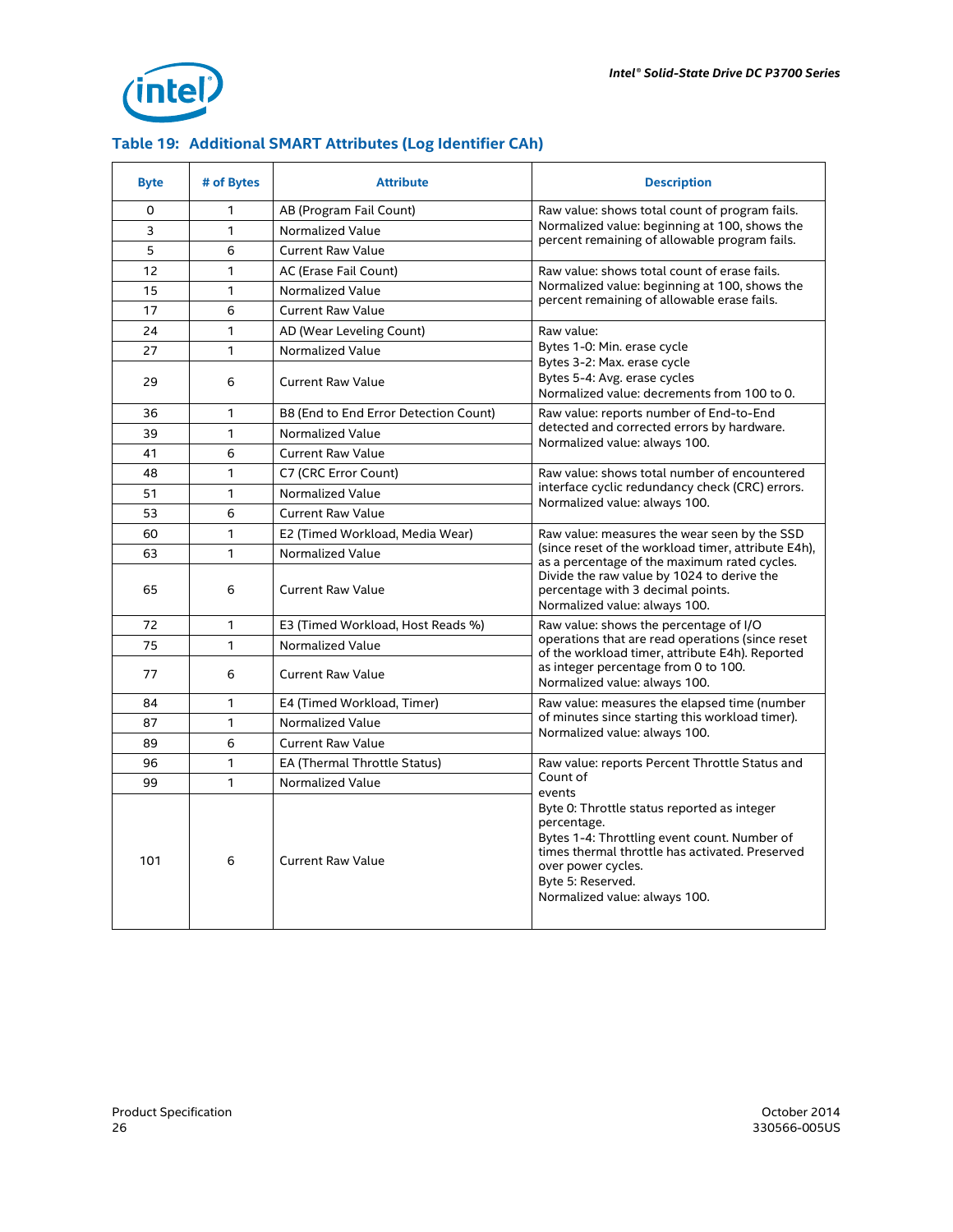### Table 19: Additional SMART Attributes (Log Identifier CAh)

| Byte | # of Bytes | Attribute | Description |
|---|---|---|---|
| 0 | 1 | AB (Program Fail Count) | Raw value: shows total count of program fails. Normalized value: beginning at 100, shows the percent remaining of allowable program fails. |
| 3 | 1 | Normalized Value | |
| 5 | 6 | Current Raw Value | |
| 12 | 1 | AC (Erase Fail Count) | Raw value: shows total count of erase fails. Normalized value: beginning at 100, shows the percent remaining of allowable erase fails. |
| 15 | 1 | Normalized Value | |
| 17 | 6 | Current Raw Value | |
| 24 | 1 | AD (Wear Leveling Count) | Raw value:<br>Bytes 1-0: Min. erase cycle<br>Bytes 3-2: Max. erase cycle<br>Bytes 5-4: Avg. erase cycles<br>Normalized value: decrements from 100 to 0. |
| 27 | 1 | Normalized Value | |
| 29 | 6 | Current Raw Value | |
| 36 | 1 | B8 (End to End Error Detection Count) | Raw value: reports number of End-to-End detected and corrected errors by hardware. Normalized value: always 100. |
| 39 | 1 | Normalized Value | |
| 41 | 6 | Current Raw Value | |
| 48 | 1 | C7 (CRC Error Count) | Raw value: shows total number of encountered interface cyclic redundancy check (CRC) errors. Normalized value: always 100. |
| 51 | 1 | Normalized Value | |
| 53 | 6 | Current Raw Value | |
| 60 | 1 | E2 (Timed Workload, Media Wear) | Raw value: measures the wear seen by the SSD (since reset of the workload timer, attribute E4h), as a percentage of the maximum rated cycles. Divide the raw value by 1024 to derive the percentage with 3 decimal points. Normalized value: always 100. |
| 63 | 1 | Normalized Value | |
| 65 | 6 | Current Raw Value | |
| 72 | 1 | E3 (Timed Workload, Host Reads %) | Raw value: shows the percentage of I/O operations that are read operations (since reset of the workload timer, attribute E4h). Reported as integer percentage from 0 to 100. Normalized value: always 100. |
| 75 | 1 | Normalized Value | |
| 77 | 6 | Current Raw Value | |
| 84 | 1 | E4 (Timed Workload, Timer) | Raw value: measures the elapsed time (number of minutes since starting this workload timer). Normalized value: always 100. |
| 87 | 1 | Normalized Value | |
| 89 | 6 | Current Raw Value | |
| 96 | 1 | EA (Thermal Throttle Status) | Raw value: reports Percent Throttle Status and Count of events<br>Byte 0: Throttle status reported as integer percentage.<br>Bytes 1-4: Throttling event count. Number of times thermal throttle has activated. Preserved over power cycles.<br>Byte 5: Reserved.<br>Normalized value: always 100. |
| 99 | 1 | Normalized Value | |
| 101 | 6 | Current Raw Value | |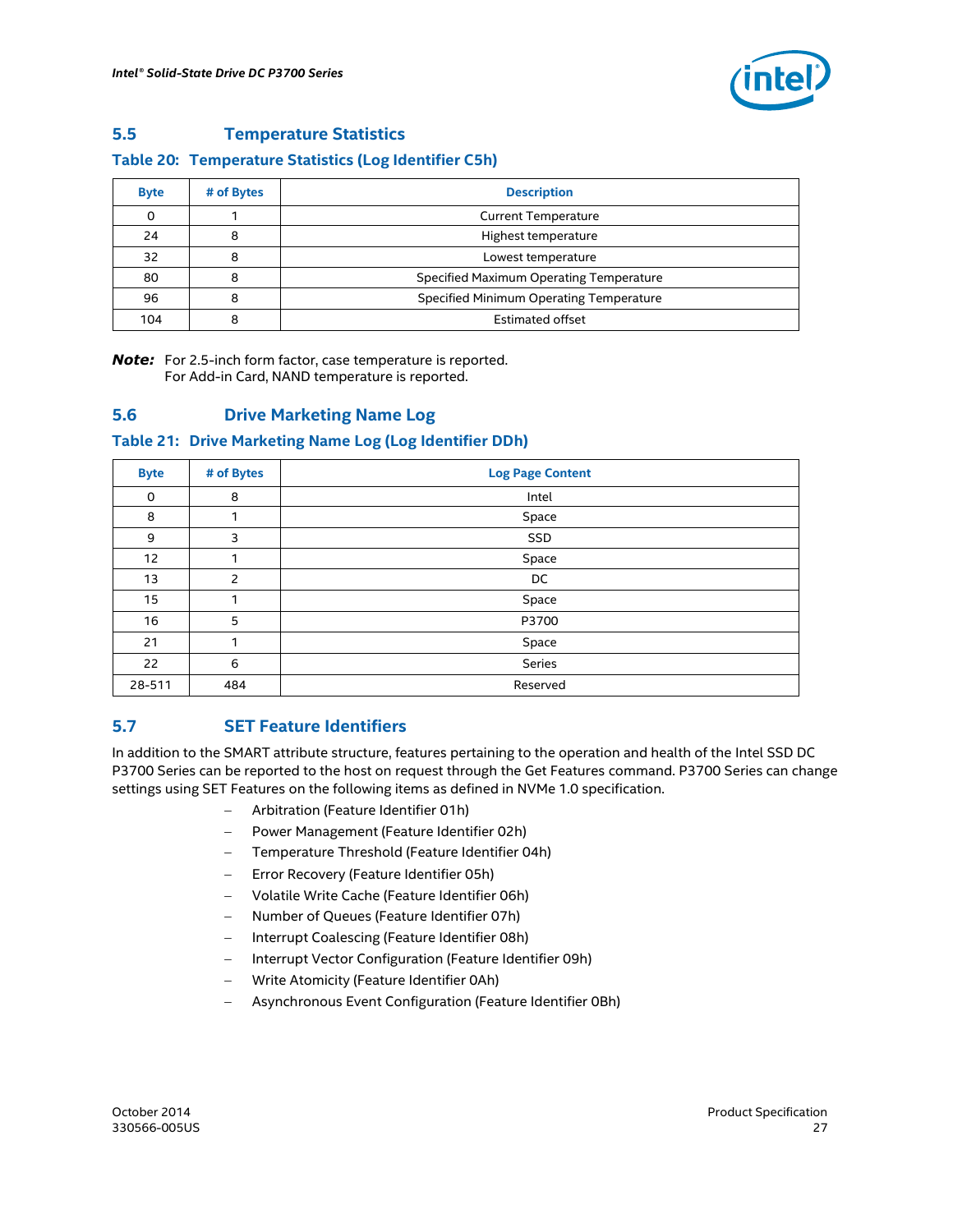## 5.5 Temperature Statistics

### Table 20: Temperature Statistics (Log Identifier C5h)

| Byte | # of Bytes | Description |
|---|---|---|
| 0 | 1 | Current Temperature |
| 24 | 8 | Highest temperature |
| 32 | 8 | Lowest temperature |
| 80 | 8 | Specified Maximum Operating Temperature |
| 96 | 8 | Specified Minimum Operating Temperature |
| 104 | 8 | Estimated offset |

***Note:*** For 2.5-inch form factor, case temperature is reported.
For Add-in Card, NAND temperature is reported.

## 5.6 Drive Marketing Name Log

### Table 21: Drive Marketing Name Log (Log Identifier DDh)

| Byte | # of Bytes | Log Page Content |
|---|---|---|
| 0 | 8 | Intel |
| 8 | 1 | Space |
| 9 | 3 | SSD |
| 12 | 1 | Space |
| 13 | 2 | DC |
| 15 | 1 | Space |
| 16 | 5 | P3700 |
| 21 | 1 | Space |
| 22 | 6 | Series |
| 28-511 | 484 | Reserved |

## 5.7 SET Feature Identifiers

In addition to the SMART attribute structure, features pertaining to the operation and health of the Intel SSD DC P3700 Series can be reported to the host on request through the Get Features command. P3700 Series can change settings using SET Features on the following items as defined in NVMe 1.0 specification.

- Arbitration (Feature Identifier 01h)
- Power Management (Feature Identifier 02h)
- Temperature Threshold (Feature Identifier 04h)
- Error Recovery (Feature Identifier 05h)
- Volatile Write Cache (Feature Identifier 06h)
- Number of Queues (Feature Identifier 07h)
- Interrupt Coalescing (Feature Identifier 08h)
- Interrupt Vector Configuration (Feature Identifier 09h)
- Write Atomicity (Feature Identifier 0Ah)
- Asynchronous Event Configuration (Feature Identifier 0Bh)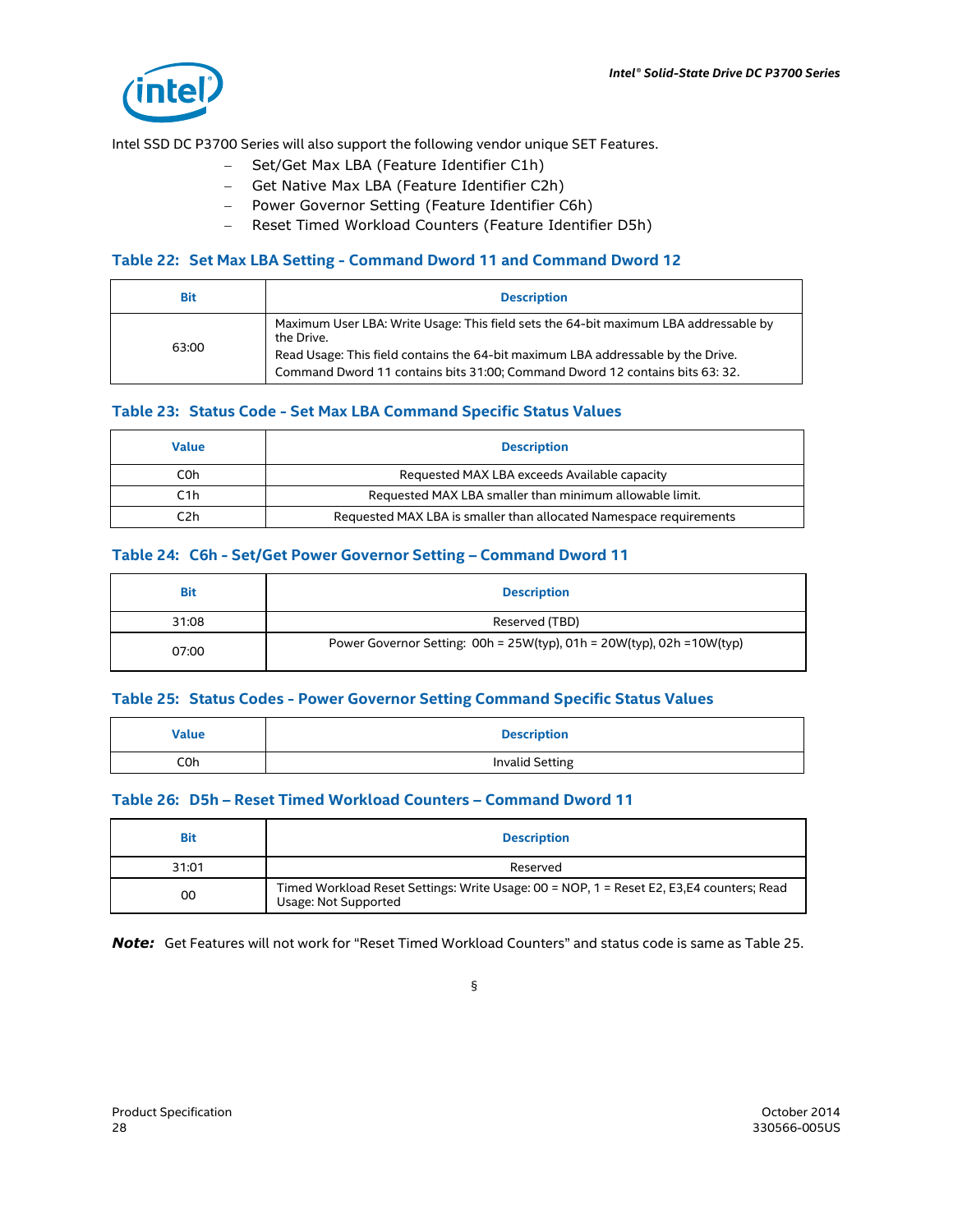Intel SSD DC P3700 Series will also support the following vendor unique SET Features.

- Set/Get Max LBA (Feature Identifier C1h)
- Get Native Max LBA (Feature Identifier C2h)
- Power Governor Setting (Feature Identifier C6h)
- Reset Timed Workload Counters (Feature Identifier D5h)

### Table 22: Set Max LBA Setting - Command Dword 11 and Command Dword 12

| Bit | Description |
|---|---|
| 63:00 | Maximum User LBA: Write Usage: This field sets the 64-bit maximum LBA addressable by the Drive.<br>Read Usage: This field contains the 64-bit maximum LBA addressable by the Drive.<br>Command Dword 11 contains bits 31:00; Command Dword 12 contains bits 63: 32. |

### Table 23: Status Code - Set Max LBA Command Specific Status Values

| Value | Description |
|---|---|
| C0h | Requested MAX LBA exceeds Available capacity |
| C1h | Requested MAX LBA smaller than minimum allowable limit. |
| C2h | Requested MAX LBA is smaller than allocated Namespace requirements |

### Table 24: C6h - Set/Get Power Governor Setting – Command Dword 11

| Bit | Description |
|---|---|
| 31:08 | Reserved (TBD) |
| 07:00 | Power Governor Setting: 00h = 25W(typ), 01h = 20W(typ), 02h =10W(typ) |

### Table 25: Status Codes - Power Governor Setting Command Specific Status Values

| Value | Description |
|---|---|
| C0h | Invalid Setting |

### Table 26: D5h – Reset Timed Workload Counters – Command Dword 11

| Bit | Description |
|---|---|
| 31:01 | Reserved |
| 00 | Timed Workload Reset Settings: Write Usage: 00 = NOP, 1 = Reset E2, E3,E4 counters; Read Usage: Not Supported |

***Note:*** Get Features will not work for "Reset Timed Workload Counters" and status code is same as Table 25.

§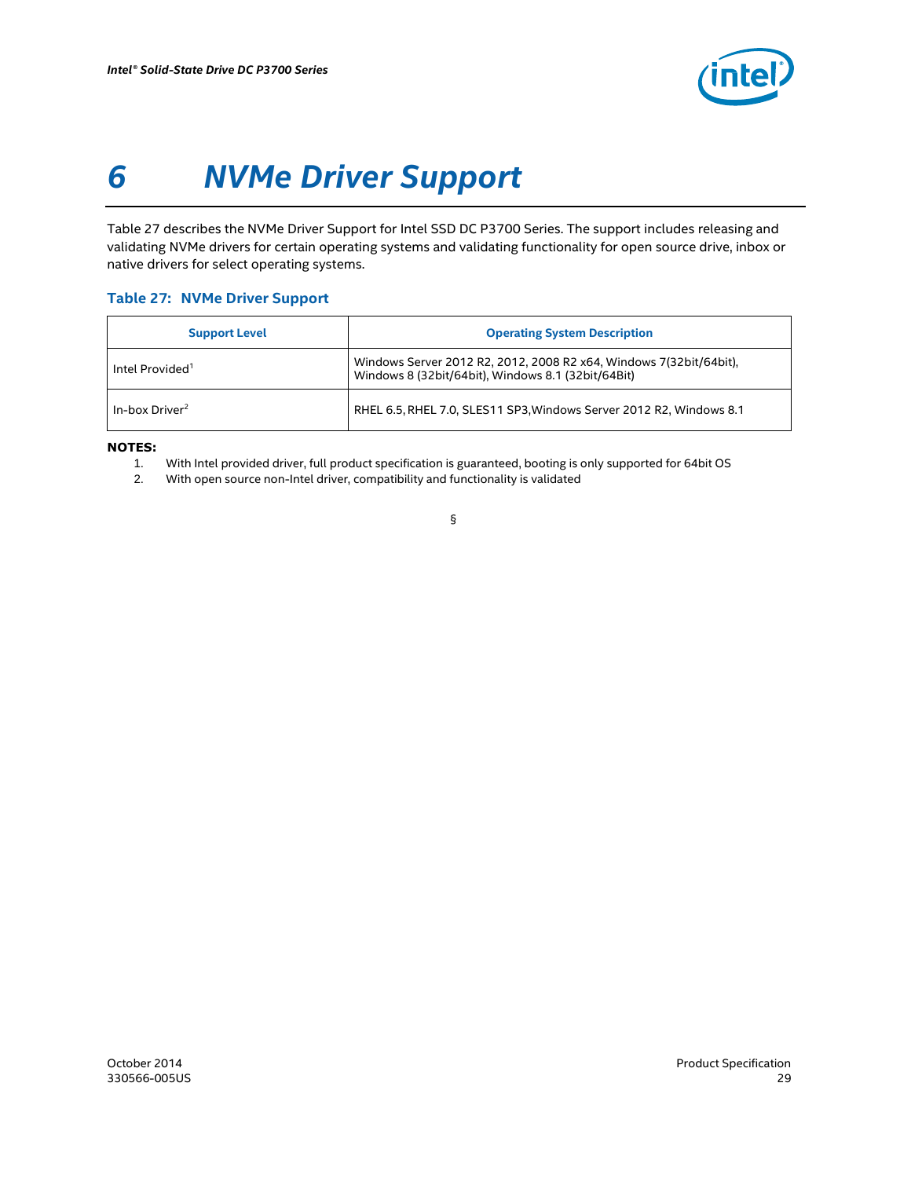# 6 NVMe Driver Support

Table 27 describes the NVMe Driver Support for Intel SSD DC P3700 Series. The support includes releasing and validating NVMe drivers for certain operating systems and validating functionality for open source drive, inbox or native drivers for select operating systems.

### Table 27: NVMe Driver Support

| Support Level | Operating System Description |
|---|---|
| Intel Provided[1] | Windows Server 2012 R2, 2012, 2008 R2 x64, Windows 7(32bit/64bit), Windows 8 (32bit/64bit), Windows 8.1 (32bit/64Bit) |
| In-box Driver[2] | RHEL 6.5, RHEL 7.0, SLES11 SP3,Windows Server 2012 R2, Windows 8.1 |

**NOTES:**

1. With Intel provided driver, full product specification is guaranteed, booting is only supported for 64bit OS
2. With open source non-Intel driver, compatibility and functionality is validated

§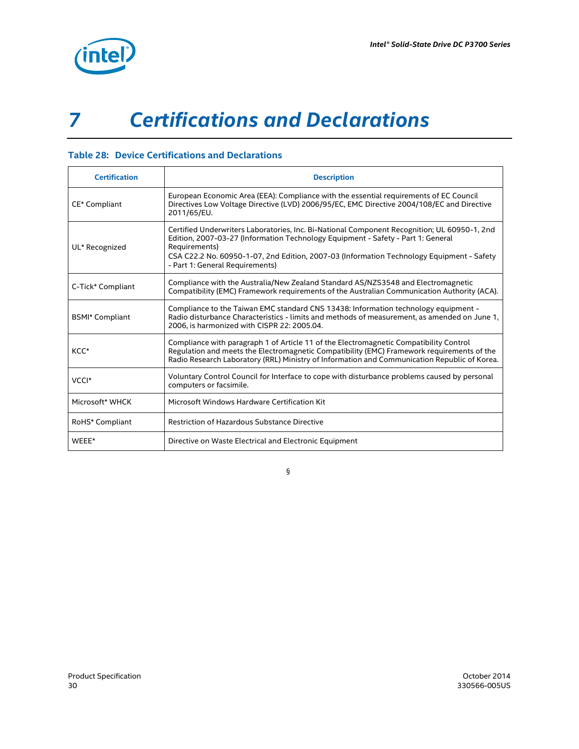# 7 Certifications and Declarations

**Table 28: Device Certifications and Declarations**

| Certification | Description |
|---|---|
| CE* Compliant | European Economic Area (EEA): Compliance with the essential requirements of EC Council Directives Low Voltage Directive (LVD) 2006/95/EC, EMC Directive 2004/108/EC and Directive 2011/65/EU. |
| UL* Recognized | Certified Underwriters Laboratories, Inc. Bi-National Component Recognition; UL 60950-1, 2nd Edition, 2007-03-27 (Information Technology Equipment - Safety - Part 1: General Requirements)<br>CSA C22.2 No. 60950-1-07, 2nd Edition, 2007-03 (Information Technology Equipment - Safety - Part 1: General Requirements) |
| C-Tick* Compliant | Compliance with the Australia/New Zealand Standard AS/NZS3548 and Electromagnetic Compatibility (EMC) Framework requirements of the Australian Communication Authority (ACA). |
| BSMI* Compliant | Compliance to the Taiwan EMC standard CNS 13438: Information technology equipment - Radio disturbance Characteristics - limits and methods of measurement, as amended on June 1, 2006, is harmonized with CISPR 22: 2005.04. |
| KCC* | Compliance with paragraph 1 of Article 11 of the Electromagnetic Compatibility Control Regulation and meets the Electromagnetic Compatibility (EMC) Framework requirements of the Radio Research Laboratory (RRL) Ministry of Information and Communication Republic of Korea. |
| VCCI* | Voluntary Control Council for Interface to cope with disturbance problems caused by personal computers or facsimile. |
| Microsoft* WHCK | Microsoft Windows Hardware Certification Kit |
| RoHS* Compliant | Restriction of Hazardous Substance Directive |
| WEEE* | Directive on Waste Electrical and Electronic Equipment |

§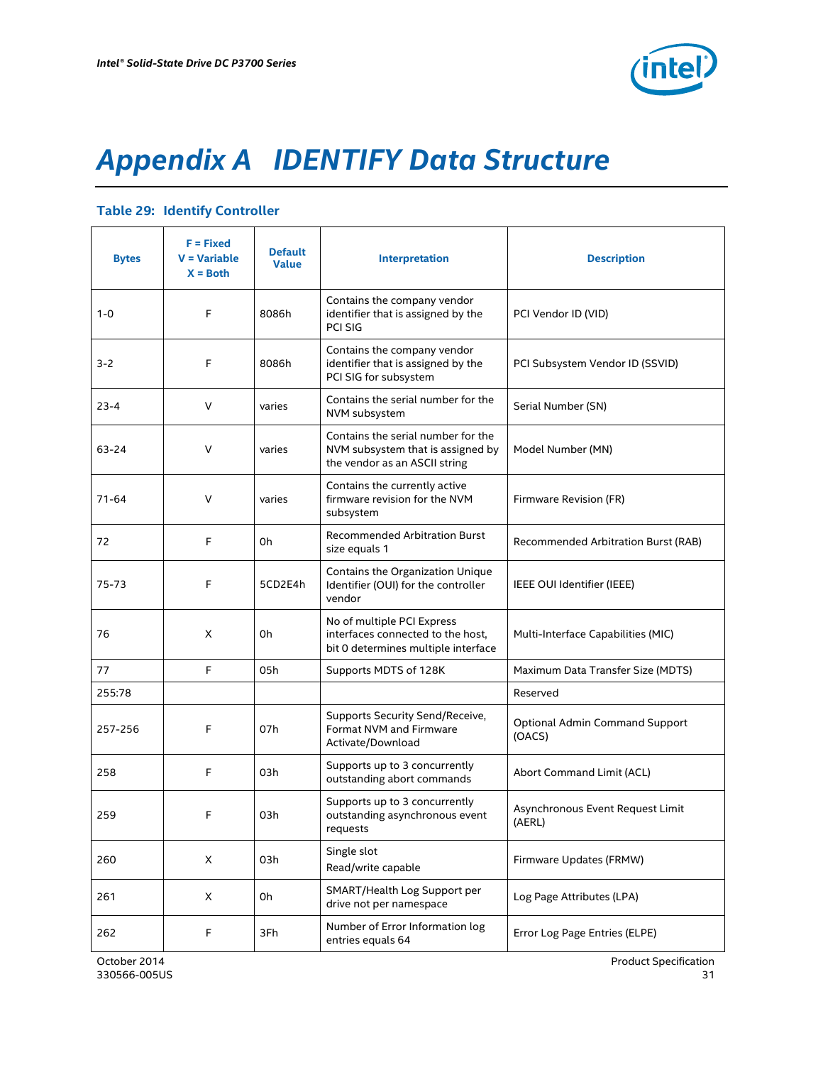# Appendix A IDENTIFY Data Structure

### Table 29: Identify Controller

| Bytes | F = Fixed<br>V = Variable<br>X = Both | Default Value | Interpretation | Description |
|---|---|---|---|---|
| 1-0 | F | 8086h | Contains the company vendor identifier that is assigned by the PCI SIG | PCI Vendor ID (VID) |
| 3-2 | F | 8086h | Contains the company vendor identifier that is assigned by the PCI SIG for subsystem | PCI Subsystem Vendor ID (SSVID) |
| 23-4 | V | varies | Contains the serial number for the NVM subsystem | Serial Number (SN) |
| 63-24 | V | varies | Contains the serial number for the NVM subsystem that is assigned by the vendor as an ASCII string | Model Number (MN) |
| 71-64 | V | varies | Contains the currently active firmware revision for the NVM subsystem | Firmware Revision (FR) |
| 72 | F | 0h | Recommended Arbitration Burst size equals 1 | Recommended Arbitration Burst (RAB) |
| 75-73 | F | 5CD2E4h | Contains the Organization Unique Identifier (OUI) for the controller vendor | IEEE OUI Identifier (IEEE) |
| 76 | X | 0h | No of multiple PCI Express interfaces connected to the host, bit 0 determines multiple interface | Multi-Interface Capabilities (MIC) |
| 77 | F | 05h | Supports MDTS of 128K | Maximum Data Transfer Size (MDTS) |
| 255:78 | | | | Reserved |
| 257-256 | F | 07h | Supports Security Send/Receive, Format NVM and Firmware Activate/Download | Optional Admin Command Support (OACS) |
| 258 | F | 03h | Supports up to 3 concurrently outstanding abort commands | Abort Command Limit (ACL) |
| 259 | F | 03h | Supports up to 3 concurrently outstanding asynchronous event requests | Asynchronous Event Request Limit (AERL) |
| 260 | X | 03h | Single slot<br>Read/write capable | Firmware Updates (FRMW) |
| 261 | X | 0h | SMART/Health Log Support per drive not per namespace | Log Page Attributes (LPA) |
| 262 | F | 3Fh | Number of Error Information log entries equals 64 | Error Log Page Entries (ELPE) |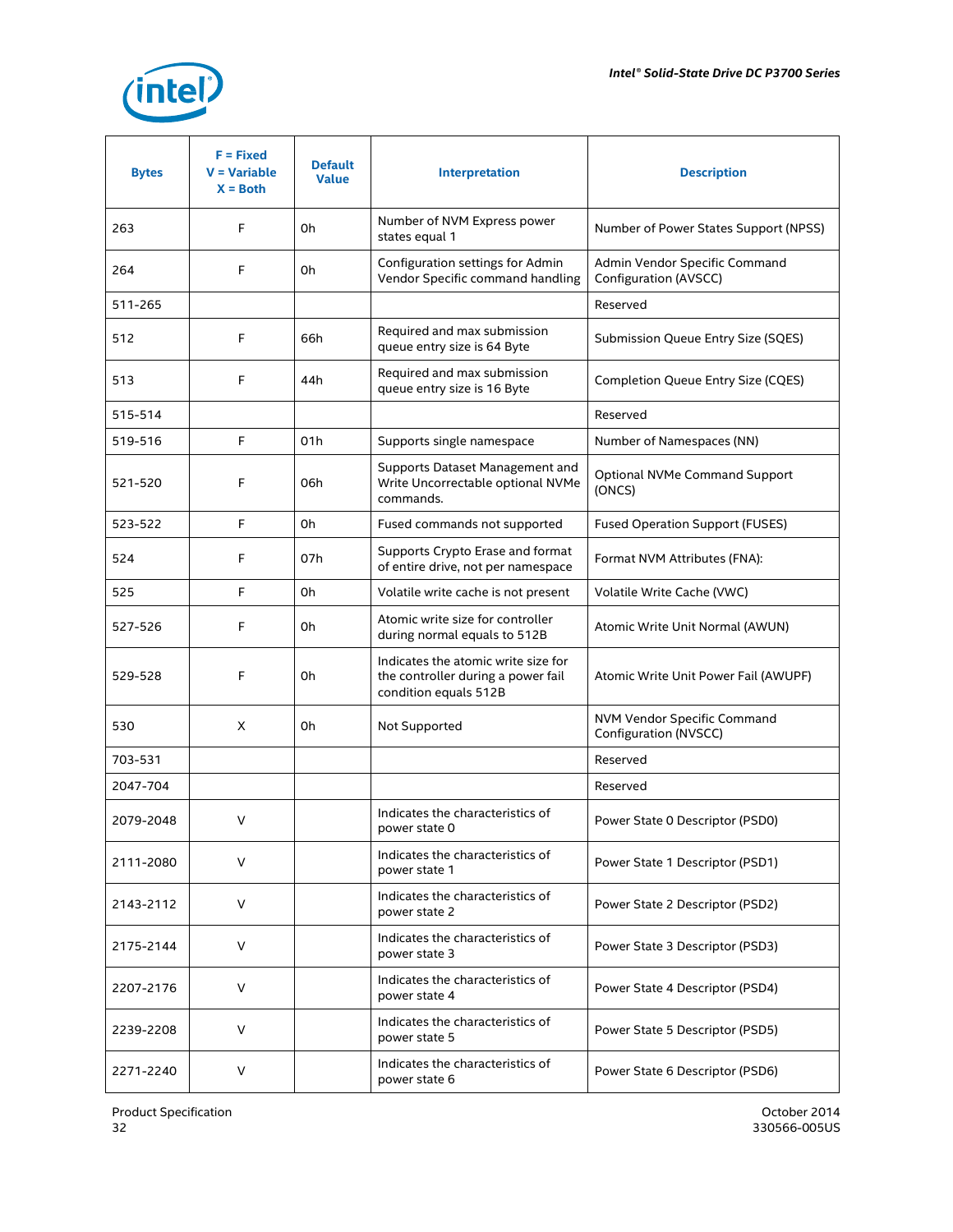| Bytes | F = Fixed V = Variable X = Both | Default Value | Interpretation | Description |
|---|---|---|---|---|
| 263 | F | 0h | Number of NVM Express power states equal 1 | Number of Power States Support (NPSS) |
| 264 | F | 0h | Configuration settings for Admin Vendor Specific command handling | Admin Vendor Specific Command Configuration (AVSCC) |
| 511-265 | | | | Reserved |
| 512 | F | 66h | Required and max submission queue entry size is 64 Byte | Submission Queue Entry Size (SQES) |
| 513 | F | 44h | Required and max submission queue entry size is 16 Byte | Completion Queue Entry Size (CQES) |
| 515-514 | | | | Reserved |
| 519-516 | F | 01h | Supports single namespace | Number of Namespaces (NN) |
| 521-520 | F | 06h | Supports Dataset Management and Write Uncorrectable optional NVMe commands. | Optional NVMe Command Support (ONCS) |
| 523-522 | F | 0h | Fused commands not supported | Fused Operation Support (FUSES) |
| 524 | F | 07h | Supports Crypto Erase and format of entire drive, not per namespace | Format NVM Attributes (FNA): |
| 525 | F | 0h | Volatile write cache is not present | Volatile Write Cache (VWC) |
| 527-526 | F | 0h | Atomic write size for controller during normal equals to 512B | Atomic Write Unit Normal (AWUN) |
| 529-528 | F | 0h | Indicates the atomic write size for the controller during a power fail condition equals 512B | Atomic Write Unit Power Fail (AWUPF) |
| 530 | X | 0h | Not Supported | NVM Vendor Specific Command Configuration (NVSCC) |
| 703-531 | | | | Reserved |
| 2047-704 | | | | Reserved |
| 2079-2048 | V | | Indicates the characteristics of power state 0 | Power State 0 Descriptor (PSD0) |
| 2111-2080 | V | | Indicates the characteristics of power state 1 | Power State 1 Descriptor (PSD1) |
| 2143-2112 | V | | Indicates the characteristics of power state 2 | Power State 2 Descriptor (PSD2) |
| 2175-2144 | V | | Indicates the characteristics of power state 3 | Power State 3 Descriptor (PSD3) |
| 2207-2176 | V | | Indicates the characteristics of power state 4 | Power State 4 Descriptor (PSD4) |
| 2239-2208 | V | | Indicates the characteristics of power state 5 | Power State 5 Descriptor (PSD5) |
| 2271-2240 | V | | Indicates the characteristics of power state 6 | Power State 6 Descriptor (PSD6) |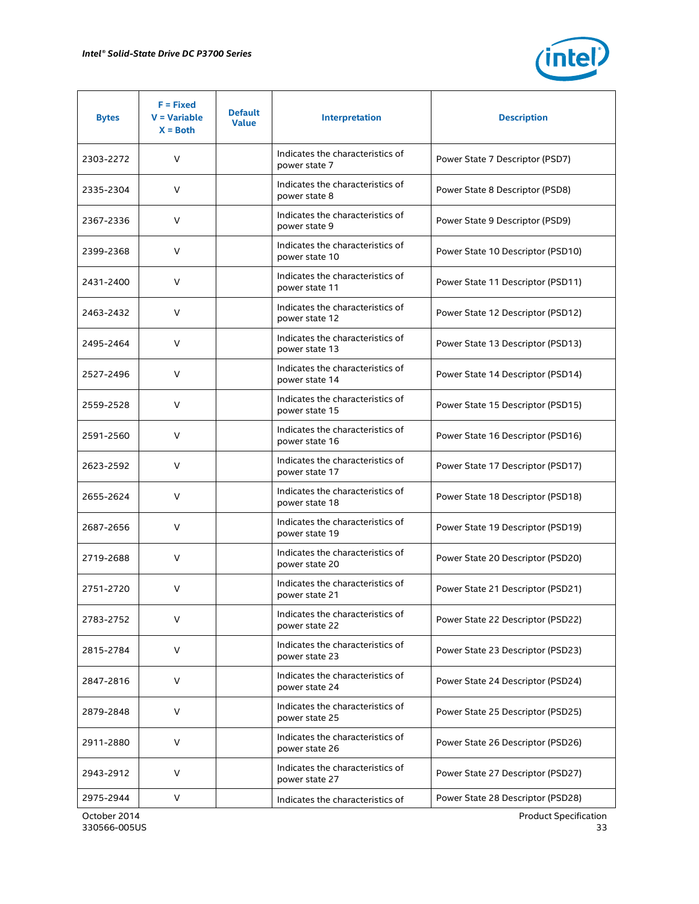| Bytes | F = Fixed V = Variable X = Both | Default Value | Interpretation | Description |
|---|---|---|---|---|
| 2303-2272 | V | | Indicates the characteristics of power state 7 | Power State 7 Descriptor (PSD7) |
| 2335-2304 | V | | Indicates the characteristics of power state 8 | Power State 8 Descriptor (PSD8) |
| 2367-2336 | V | | Indicates the characteristics of power state 9 | Power State 9 Descriptor (PSD9) |
| 2399-2368 | V | | Indicates the characteristics of power state 10 | Power State 10 Descriptor (PSD10) |
| 2431-2400 | V | | Indicates the characteristics of power state 11 | Power State 11 Descriptor (PSD11) |
| 2463-2432 | V | | Indicates the characteristics of power state 12 | Power State 12 Descriptor (PSD12) |
| 2495-2464 | V | | Indicates the characteristics of power state 13 | Power State 13 Descriptor (PSD13) |
| 2527-2496 | V | | Indicates the characteristics of power state 14 | Power State 14 Descriptor (PSD14) |
| 2559-2528 | V | | Indicates the characteristics of power state 15 | Power State 15 Descriptor (PSD15) |
| 2591-2560 | V | | Indicates the characteristics of power state 16 | Power State 16 Descriptor (PSD16) |
| 2623-2592 | V | | Indicates the characteristics of power state 17 | Power State 17 Descriptor (PSD17) |
| 2655-2624 | V | | Indicates the characteristics of power state 18 | Power State 18 Descriptor (PSD18) |
| 2687-2656 | V | | Indicates the characteristics of power state 19 | Power State 19 Descriptor (PSD19) |
| 2719-2688 | V | | Indicates the characteristics of power state 20 | Power State 20 Descriptor (PSD20) |
| 2751-2720 | V | | Indicates the characteristics of power state 21 | Power State 21 Descriptor (PSD21) |
| 2783-2752 | V | | Indicates the characteristics of power state 22 | Power State 22 Descriptor (PSD22) |
| 2815-2784 | V | | Indicates the characteristics of power state 23 | Power State 23 Descriptor (PSD23) |
| 2847-2816 | V | | Indicates the characteristics of power state 24 | Power State 24 Descriptor (PSD24) |
| 2879-2848 | V | | Indicates the characteristics of power state 25 | Power State 25 Descriptor (PSD25) |
| 2911-2880 | V | | Indicates the characteristics of power state 26 | Power State 26 Descriptor (PSD26) |
| 2943-2912 | V | | Indicates the characteristics of power state 27 | Power State 27 Descriptor (PSD27) |
| 2975-2944 | V | | Indicates the characteristics of | Power State 28 Descriptor (PSD28) |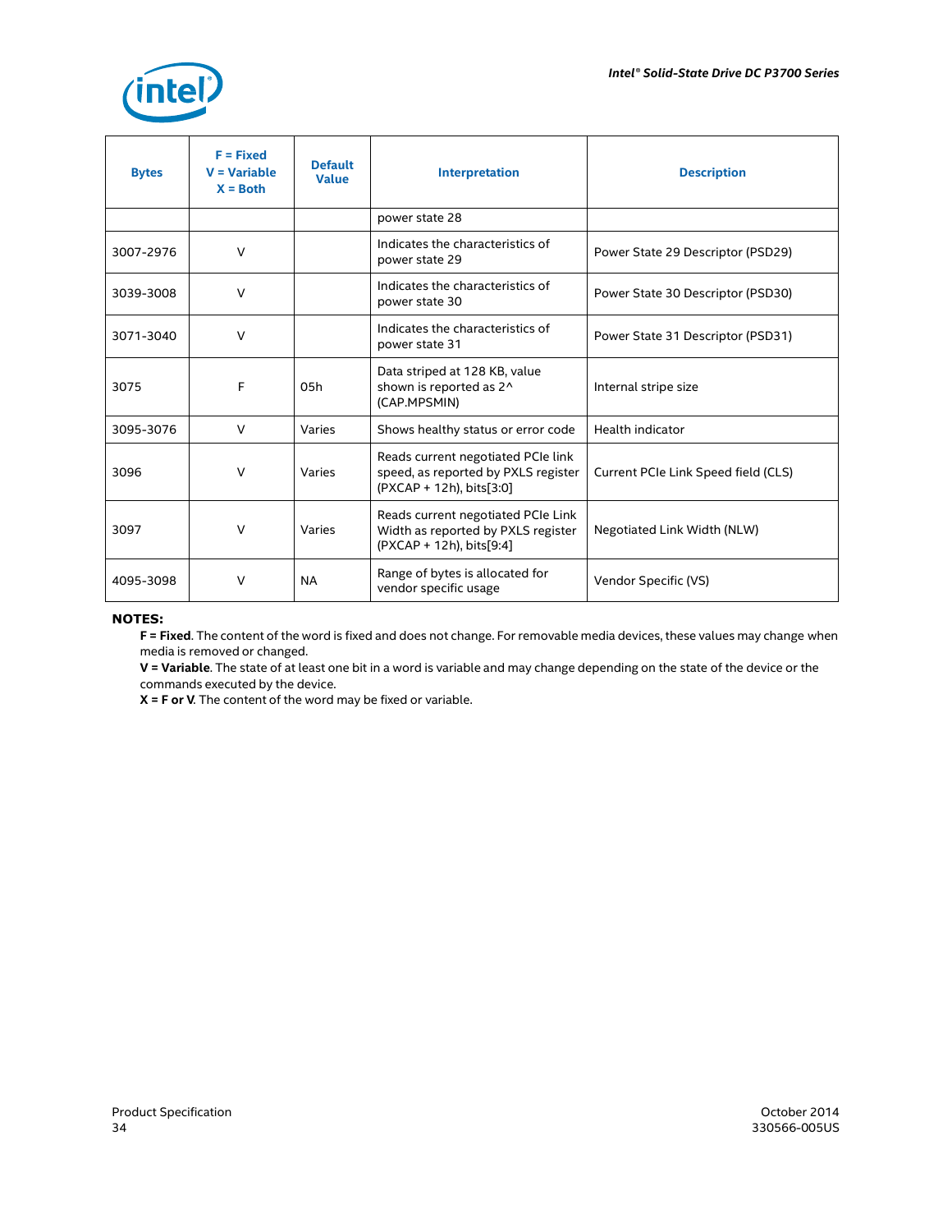| Bytes | F = Fixed<br>V = Variable<br>X = Both | Default Value | Interpretation | Description |
|---|---|---|---|---|
| | | | power state 28 | |
| 3007-2976 | V | | Indicates the characteristics of power state 29 | Power State 29 Descriptor (PSD29) |
| 3039-3008 | V | | Indicates the characteristics of power state 30 | Power State 30 Descriptor (PSD30) |
| 3071-3040 | V | | Indicates the characteristics of power state 31 | Power State 31 Descriptor (PSD31) |
| 3075 | F | 05h | Data striped at 128 KB, value shown is reported as 2^ (CAP.MPSMIN) | Internal stripe size |
| 3095-3076 | V | Varies | Shows healthy status or error code | Health indicator |
| 3096 | V | Varies | Reads current negotiated PCIe link speed, as reported by PXLS register (PXCAP + 12h), bits[3:0] | Current PCIe Link Speed field (CLS) |
| 3097 | V | Varies | Reads current negotiated PCIe Link Width as reported by PXLS register (PXCAP + 12h), bits[9:4] | Negotiated Link Width (NLW) |
| 4095-3098 | V | NA | Range of bytes is allocated for vendor specific usage | Vendor Specific (VS) |

**NOTES:**

**F = Fixed**. The content of the word is fixed and does not change. For removable media devices, these values may change when media is removed or changed.

**V = Variable**. The state of at least one bit in a word is variable and may change depending on the state of the device or the commands executed by the device.

**X = F or V**. The content of the word may be fixed or variable.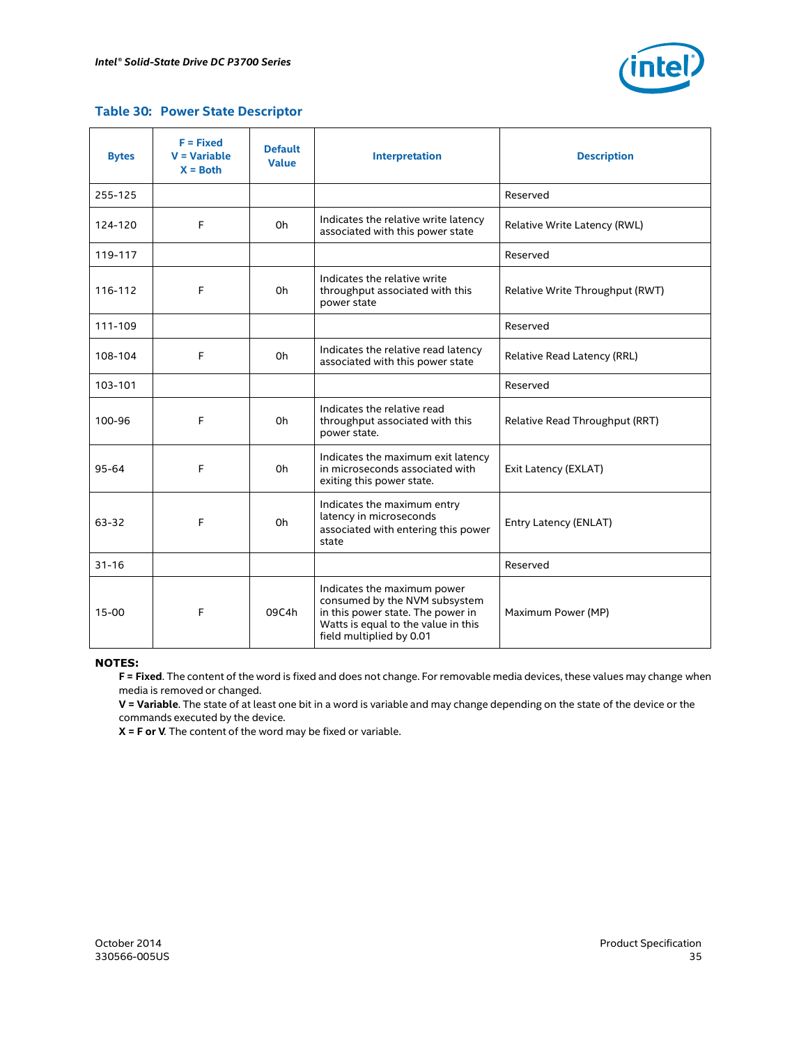### Table 30: Power State Descriptor

| Bytes | F = Fixed<br>V = Variable<br>X = Both | Default Value | Interpretation | Description |
|---|---|---|---|---|
| 255-125 | | | | Reserved |
| 124-120 | F | 0h | Indicates the relative write latency associated with this power state | Relative Write Latency (RWL) |
| 119-117 | | | | Reserved |
| 116-112 | F | 0h | Indicates the relative write throughput associated with this power state | Relative Write Throughput (RWT) |
| 111-109 | | | | Reserved |
| 108-104 | F | 0h | Indicates the relative read latency associated with this power state | Relative Read Latency (RRL) |
| 103-101 | | | | Reserved |
| 100-96 | F | 0h | Indicates the relative read throughput associated with this power state. | Relative Read Throughput (RRT) |
| 95-64 | F | 0h | Indicates the maximum exit latency in microseconds associated with exiting this power state. | Exit Latency (EXLAT) |
| 63-32 | F | 0h | Indicates the maximum entry latency in microseconds associated with entering this power state | Entry Latency (ENLAT) |
| 31-16 | | | | Reserved |
| 15-00 | F | 09C4h | Indicates the maximum power consumed by the NVM subsystem in this power state. The power in Watts is equal to the value in this field multiplied by 0.01 | Maximum Power (MP) |

**NOTES:**

**F = Fixed**. The content of the word is fixed and does not change. For removable media devices, these values may change when media is removed or changed.

**V = Variable**. The state of at least one bit in a word is variable and may change depending on the state of the device or the commands executed by the device.

**X = F or V**. The content of the word may be fixed or variable.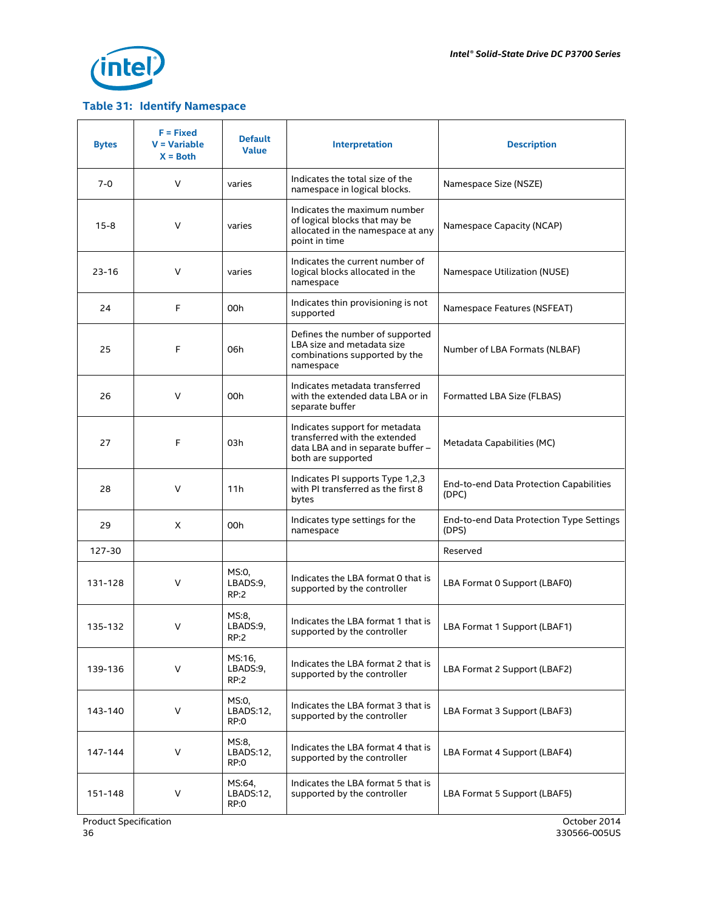### Table 31: Identify Namespace

| Bytes | F = Fixed<br>V = Variable<br>X = Both | Default Value | Interpretation | Description |
|---|---|---|---|---|
| 7-0 | V | varies | Indicates the total size of the namespace in logical blocks. | Namespace Size (NSZE) |
| 15-8 | V | varies | Indicates the maximum number of logical blocks that may be allocated in the namespace at any point in time | Namespace Capacity (NCAP) |
| 23-16 | V | varies | Indicates the current number of logical blocks allocated in the namespace | Namespace Utilization (NUSE) |
| 24 | F | 00h | Indicates thin provisioning is not supported | Namespace Features (NSFEAT) |
| 25 | F | 06h | Defines the number of supported LBA size and metadata size combinations supported by the namespace | Number of LBA Formats (NLBAF) |
| 26 | V | 00h | Indicates metadata transferred with the extended data LBA or in separate buffer | Formatted LBA Size (FLBAS) |
| 27 | F | 03h | Indicates support for metadata transferred with the extended data LBA and in separate buffer – both are supported | Metadata Capabilities (MC) |
| 28 | V | 11h | Indicates PI supports Type 1,2,3 with PI transferred as the first 8 bytes | End-to-end Data Protection Capabilities (DPC) |
| 29 | X | 00h | Indicates type settings for the namespace | End-to-end Data Protection Type Settings (DPS) |
| 127-30 | | | | Reserved |
| 131-128 | V | MS:0, LBADS:9, RP:2 | Indicates the LBA format 0 that is supported by the controller | LBA Format 0 Support (LBAF0) |
| 135-132 | V | MS:8, LBADS:9, RP:2 | Indicates the LBA format 1 that is supported by the controller | LBA Format 1 Support (LBAF1) |
| 139-136 | V | MS:16, LBADS:9, RP:2 | Indicates the LBA format 2 that is supported by the controller | LBA Format 2 Support (LBAF2) |
| 143-140 | V | MS:0, LBADS:12, RP:0 | Indicates the LBA format 3 that is supported by the controller | LBA Format 3 Support (LBAF3) |
| 147-144 | V | MS:8, LBADS:12, RP:0 | Indicates the LBA format 4 that is supported by the controller | LBA Format 4 Support (LBAF4) |
| 151-148 | V | MS:64, LBADS:12, RP:0 | Indicates the LBA format 5 that is supported by the controller | LBA Format 5 Support (LBAF5) |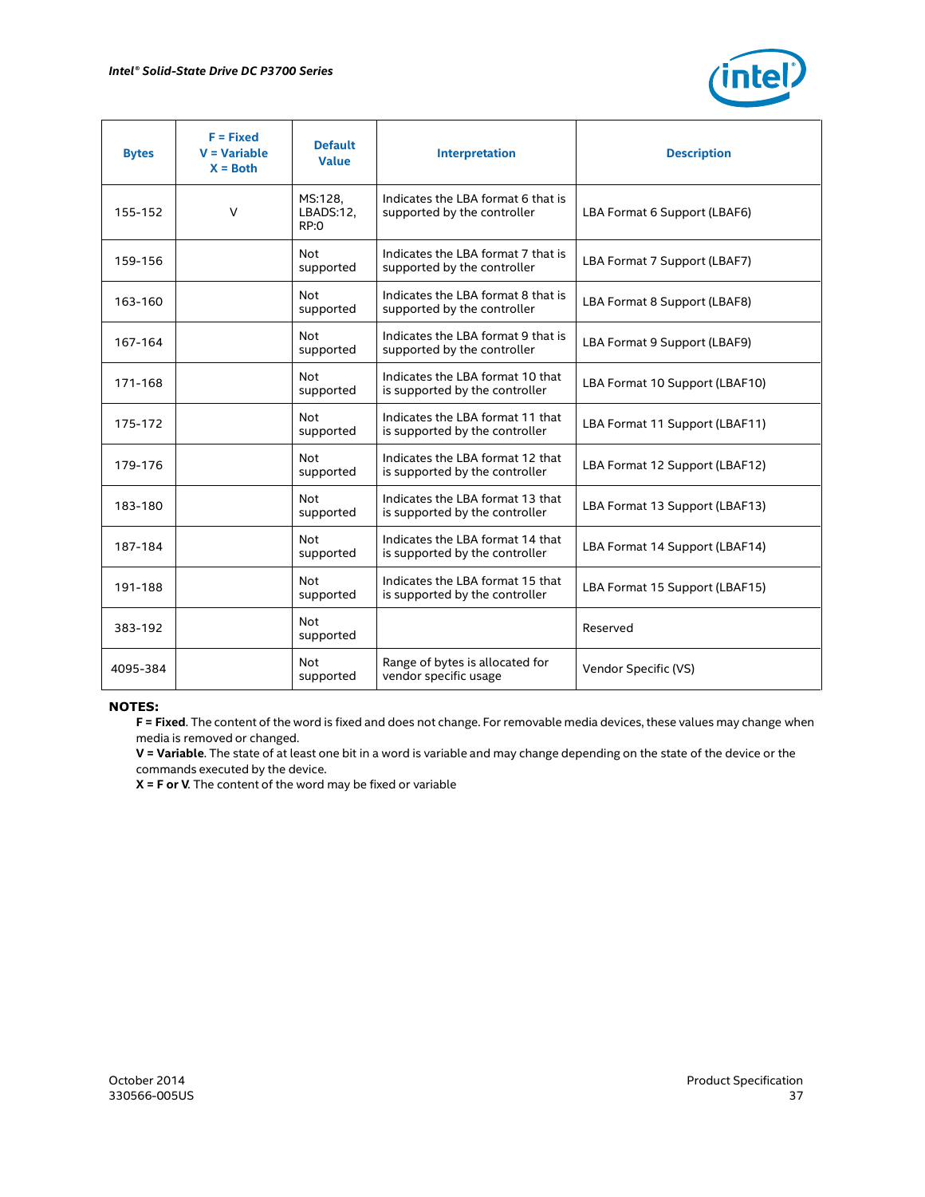| Bytes | F = Fixed<br>V = Variable<br>X = Both | Default Value | Interpretation | Description |
|---|---|---|---|---|
| 155-152 | V | MS:128, LBADS:12, RP:0 | Indicates the LBA format 6 that is supported by the controller | LBA Format 6 Support (LBAF6) |
| 159-156 | | Not supported | Indicates the LBA format 7 that is supported by the controller | LBA Format 7 Support (LBAF7) |
| 163-160 | | Not supported | Indicates the LBA format 8 that is supported by the controller | LBA Format 8 Support (LBAF8) |
| 167-164 | | Not supported | Indicates the LBA format 9 that is supported by the controller | LBA Format 9 Support (LBAF9) |
| 171-168 | | Not supported | Indicates the LBA format 10 that is supported by the controller | LBA Format 10 Support (LBAF10) |
| 175-172 | | Not supported | Indicates the LBA format 11 that is supported by the controller | LBA Format 11 Support (LBAF11) |
| 179-176 | | Not supported | Indicates the LBA format 12 that is supported by the controller | LBA Format 12 Support (LBAF12) |
| 183-180 | | Not supported | Indicates the LBA format 13 that is supported by the controller | LBA Format 13 Support (LBAF13) |
| 187-184 | | Not supported | Indicates the LBA format 14 that is supported by the controller | LBA Format 14 Support (LBAF14) |
| 191-188 | | Not supported | Indicates the LBA format 15 that is supported by the controller | LBA Format 15 Support (LBAF15) |
| 383-192 | | Not supported | | Reserved |
| 4095-384 | | Not supported | Range of bytes is allocated for vendor specific usage | Vendor Specific (VS) |

**NOTES:**

**F = Fixed**. The content of the word is fixed and does not change. For removable media devices, these values may change when media is removed or changed.

**V = Variable**. The state of at least one bit in a word is variable and may change depending on the state of the device or the commands executed by the device.

**X = F or V**. The content of the word may be fixed or variable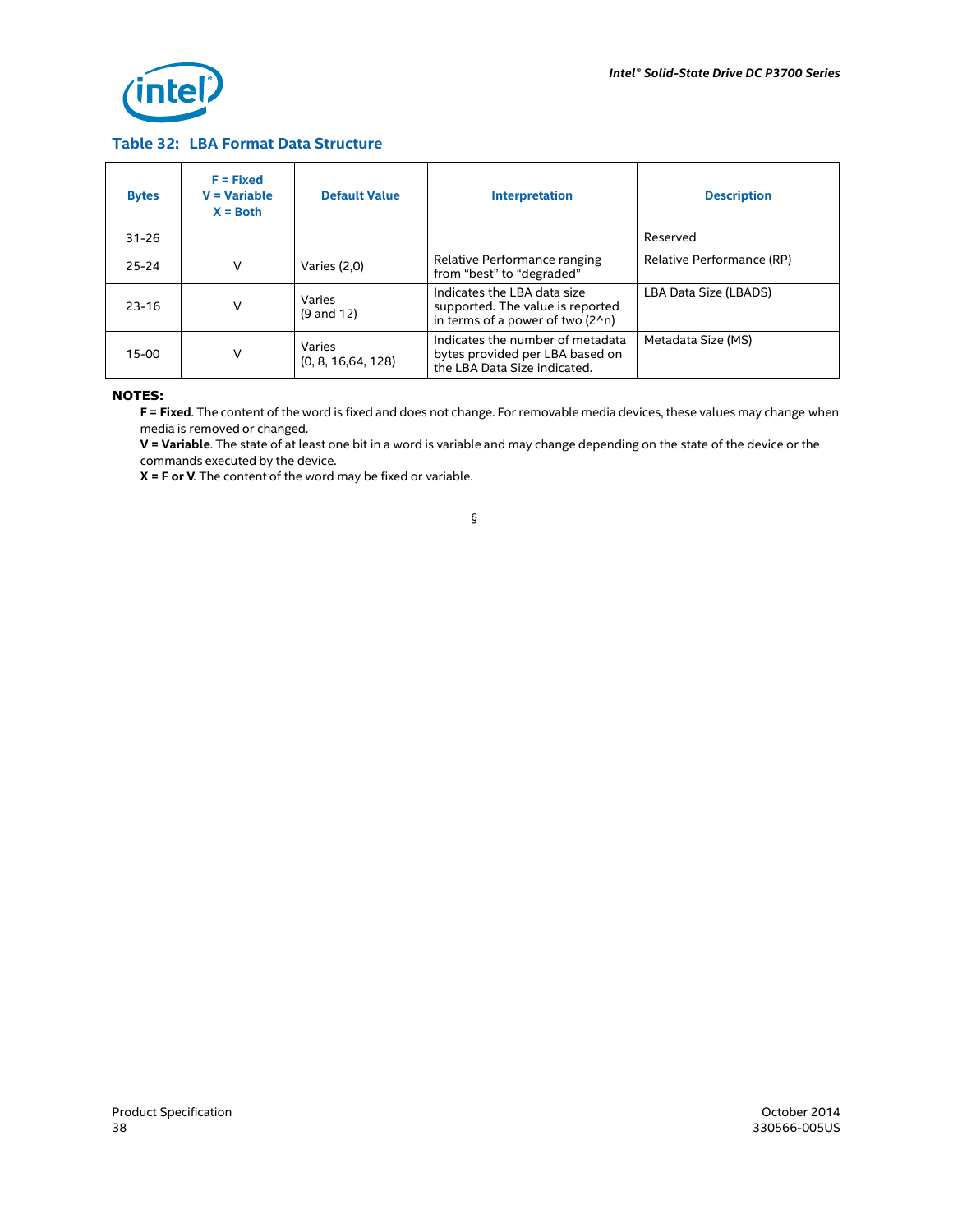### Table 32: LBA Format Data Structure

| Bytes | F = Fixed<br>V = Variable<br>X = Both | Default Value | Interpretation | Description |
|---|---|---|---|---|
| 31-26 | | | | Reserved |
| 25-24 | V | Varies (2,0) | Relative Performance ranging from “best” to “degraded” | Relative Performance (RP) |
| 23-16 | V | Varies<br>(9 and 12) | Indicates the LBA data size supported. The value is reported in terms of a power of two (2^n) | LBA Data Size (LBADS) |
| 15-00 | V | Varies<br>(0, 8, 16,64, 128) | Indicates the number of metadata bytes provided per LBA based on the LBA Data Size indicated. | Metadata Size (MS) |

**NOTES:**

**F = Fixed**. The content of the word is fixed and does not change. For removable media devices, these values may change when media is removed or changed.

**V = Variable**. The state of at least one bit in a word is variable and may change depending on the state of the device or the commands executed by the device.

**X = F or V**. The content of the word may be fixed or variable.

§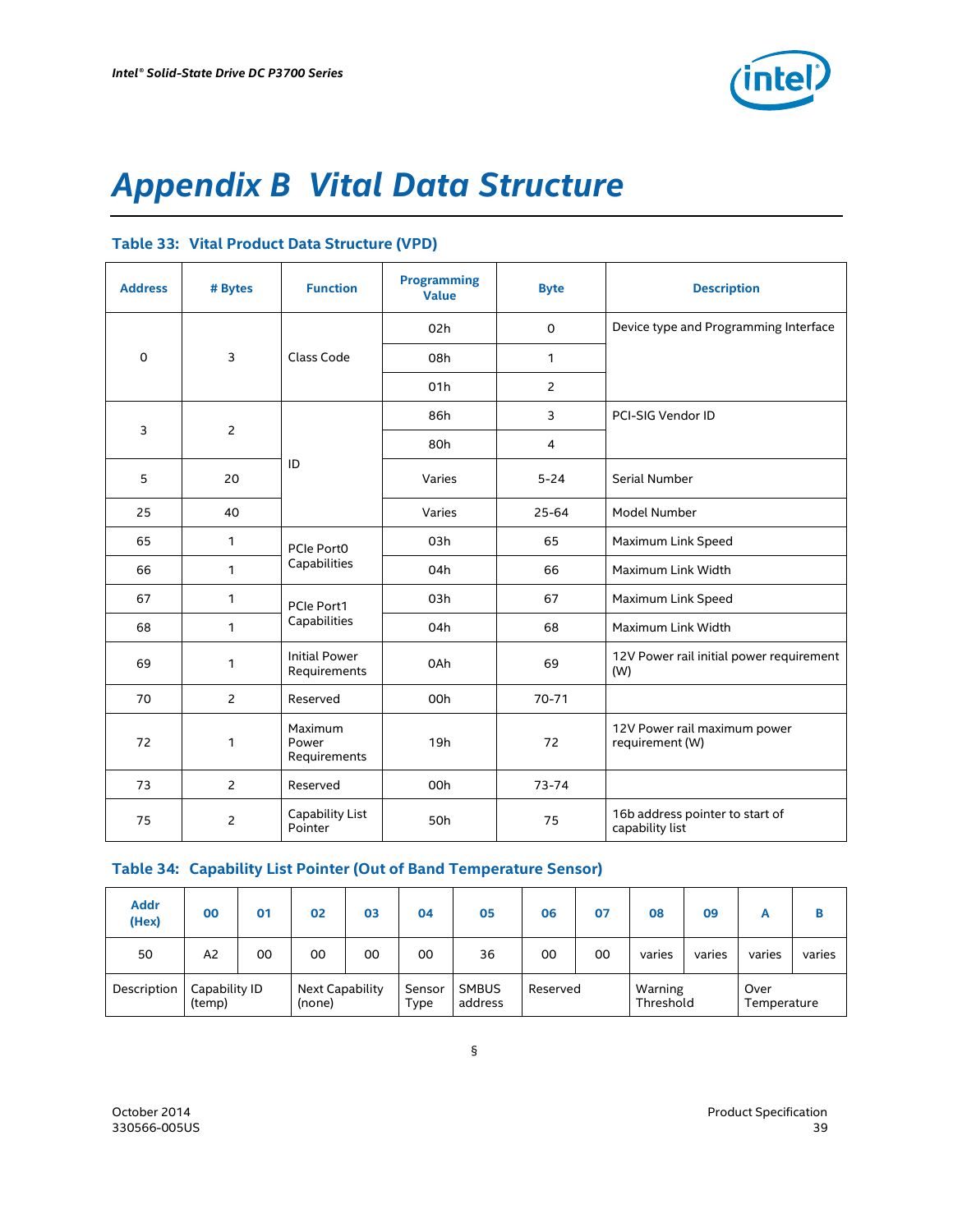# Appendix B Vital Data Structure

## Table 33: Vital Product Data Structure (VPD)

| Address | # Bytes | Function | Programming Value | Byte | Description |
|---|---|---|---|---|---|
| 0 | 3 | Class Code | 02h | 0 | Device type and Programming Interface |
| | | | 08h | 1 | |
| | | | 01h | 2 | |
| 3 | 2 | ID | 86h | 3 | PCI-SIG Vendor ID |
| | | | 80h | 4 | |
| 5 | 20 | | Varies | 5-24 | Serial Number |
| 25 | 40 | | Varies | 25-64 | Model Number |
| 65 | 1 | PCIe Port0 Capabilities | 03h | 65 | Maximum Link Speed |
| 66 | 1 | | 04h | 66 | Maximum Link Width |
| 67 | 1 | PCIe Port1 Capabilities | 03h | 67 | Maximum Link Speed |
| 68 | 1 | | 04h | 68 | Maximum Link Width |
| 69 | 1 | Initial Power Requirements | 0Ah | 69 | 12V Power rail initial power requirement (W) |
| 70 | 2 | Reserved | 00h | 70-71 | |
| 72 | 1 | Maximum Power Requirements | 19h | 72 | 12V Power rail maximum power requirement (W) |
| 73 | 2 | Reserved | 00h | 73-74 | |
| 75 | 2 | Capability List Pointer | 50h | 75 | 16b address pointer to start of capability list |

## Table 34: Capability List Pointer (Out of Band Temperature Sensor)

| Addr (Hex) | 00 | 01 | 02 | 03 | 04 | 05 | 06 | 07 | 08 | 09 | A | B |
|---|---|---|---|---|---|---|---|---|---|---|---|---|
| 50 | A2 | 00 | 00 | 00 | 00 | 36 | 00 | 00 | varies | varies | varies | varies |
| Description | Capability ID (temp) | | Next Capability (none) | | Sensor Type | SMBUS address | Reserved | | Warning Threshold | | Over Temperature | |

§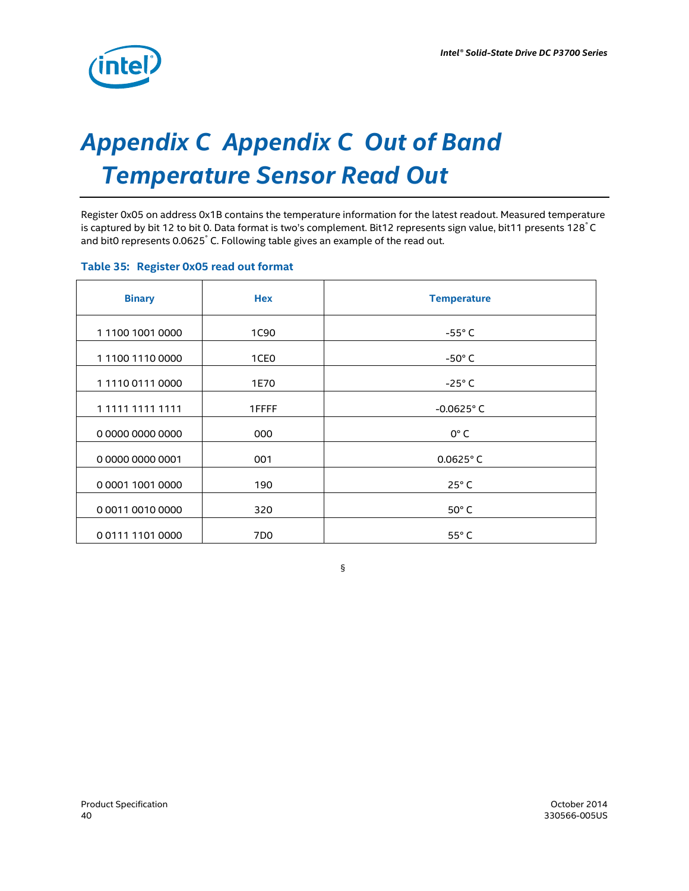# Appendix C Appendix C Out of Band Temperature Sensor Read Out

Register 0x05 on address 0x1B contains the temperature information for the latest readout. Measured temperature is captured by bit 12 to bit 0. Data format is two's complement. Bit12 represents sign value, bit11 presents 128˚ C and bit0 represents 0.0625˚ C. Following table gives an example of the read out.

**Table 35: Register 0x05 read out format**

| Binary | Hex | Temperature |
|---|---|---|
| 1 1100 1001 0000 | 1C90 | -55° C |
| 1 1100 1110 0000 | 1CE0 | -50° C |
| 1 1110 0111 0000 | 1E70 | -25° C |
| 1 1111 1111 1111 | 1FFFF | -0.0625° C |
| 0 0000 0000 0000 | 000 | 0° C |
| 0 0000 0000 0001 | 001 | 0.0625° C |
| 0 0001 1001 0000 | 190 | 25° C |
| 0 0011 0010 0000 | 320 | 50° C |
| 0 0111 1101 0000 | 7D0 | 55° C |

§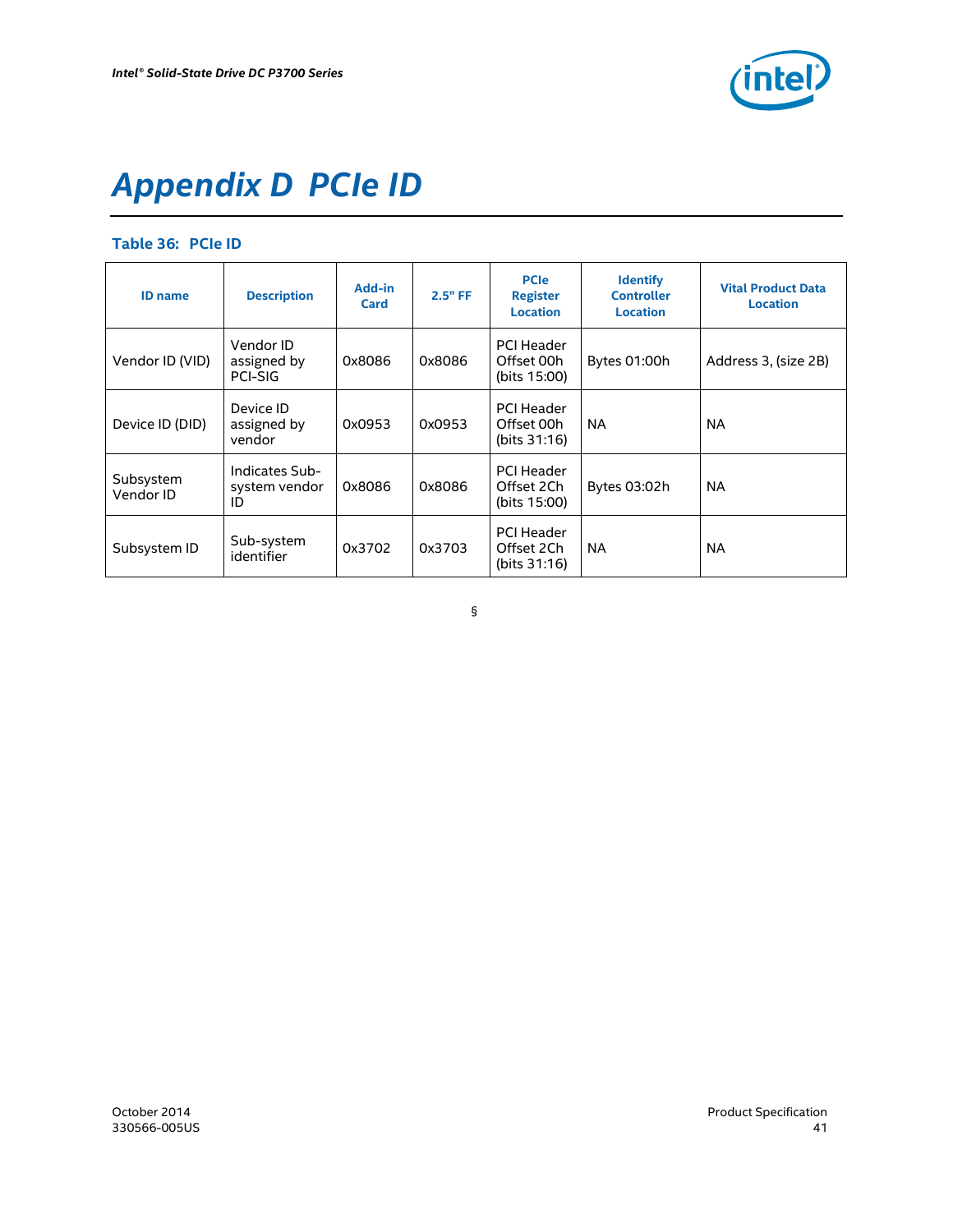# Appendix D PCIe ID

**Table 36: PCIe ID**

| ID name | Description | Add-in Card | 2.5" FF | PCIe Register Location | Identify Controller Location | Vital Product Data Location |
|---|---|---|---|---|---|---|
| Vendor ID (VID) | Vendor ID assigned by PCI-SIG | 0x8086 | 0x8086 | PCI Header Offset 00h (bits 15:00) | Bytes 01:00h | Address 3, (size 2B) |
| Device ID (DID) | Device ID assigned by vendor | 0x0953 | 0x0953 | PCI Header Offset 00h (bits 31:16) | NA | NA |
| Subsystem Vendor ID | Indicates Sub-system vendor ID | 0x8086 | 0x8086 | PCI Header Offset 2Ch (bits 15:00) | Bytes 03:02h | NA |
| Subsystem ID | Sub-system identifier | 0x3702 | 0x3703 | PCI Header Offset 2Ch (bits 31:16) | NA | NA |

§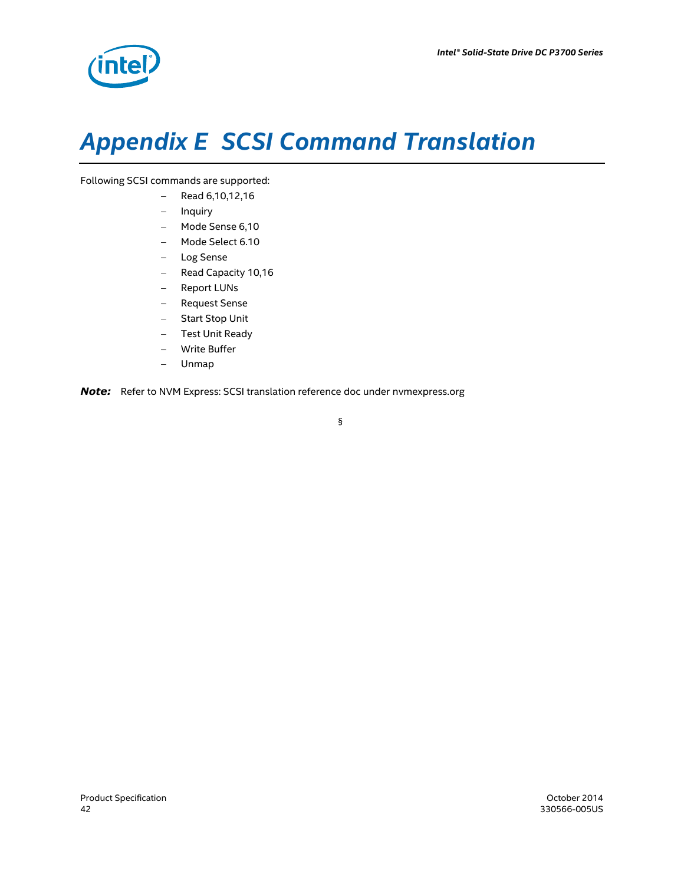# Appendix E SCSI Command Translation

Following SCSI commands are supported:

- Read 6,10,12,16
- Inquiry
- Mode Sense 6,10
- Mode Select 6.10
- Log Sense
- Read Capacity 10,16
- Report LUNs
- Request Sense
- Start Stop Unit
- Test Unit Ready
- Write Buffer
- Unmap

***Note:*** Refer to NVM Express: SCSI translation reference doc under nvmexpress.org

§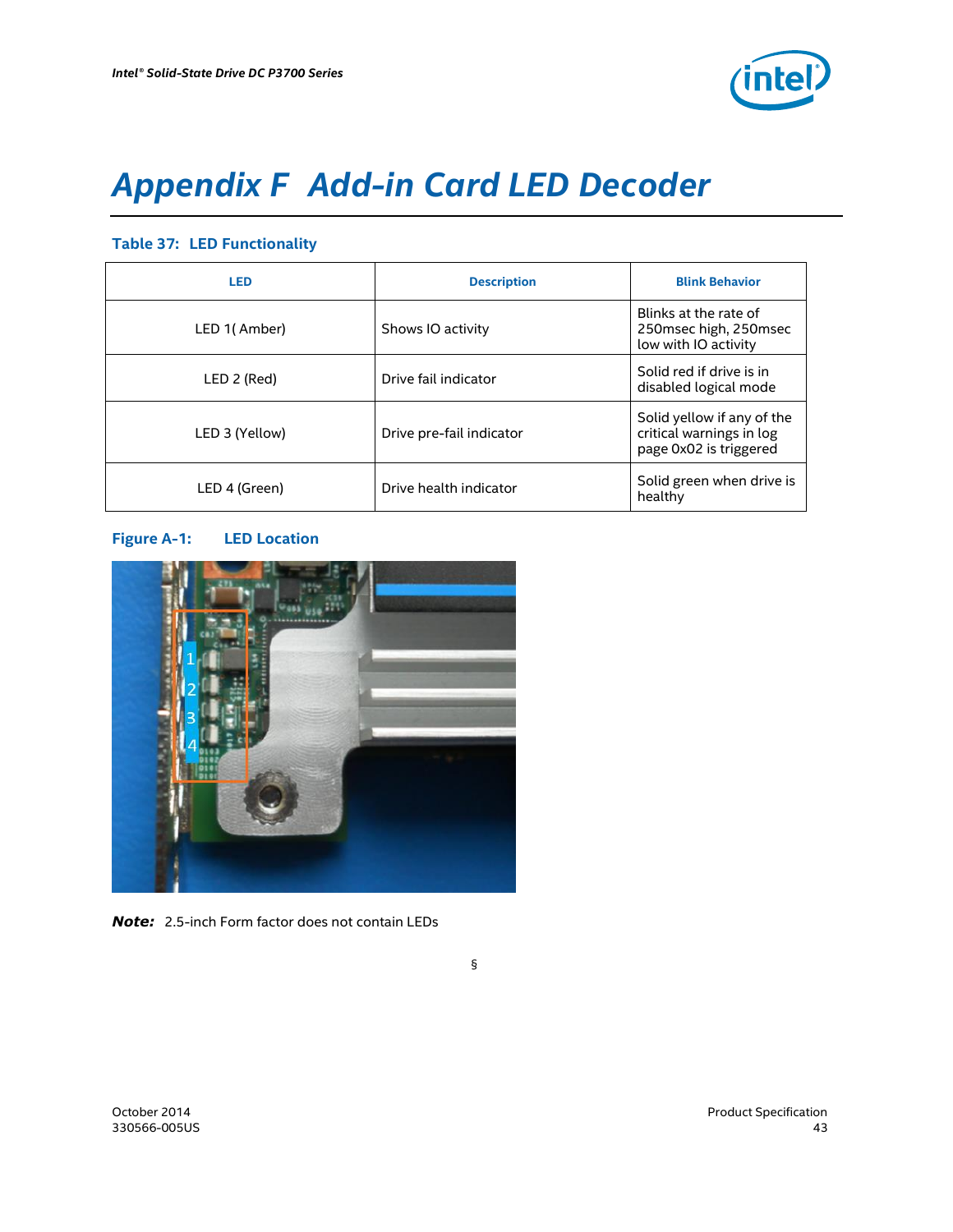# Appendix F Add-in Card LED Decoder

**Table 37: LED Functionality**

| LED | Description | Blink Behavior |
|---|---|---|
| LED 1( Amber) | Shows IO activity | Blinks at the rate of 250msec high, 250msec low with IO activity |
| LED 2 (Red) | Drive fail indicator | Solid red if drive is in disabled logical mode |
| LED 3 (Yellow) | Drive pre-fail indicator | Solid yellow if any of the critical warnings in log page 0x02 is triggered |
| LED 4 (Green) | Drive health indicator | Solid green when drive is healthy |

**Figure A-1: LED Location**

1
2
3
4

***Note:*** 2.5-inch Form factor does not contain LEDs

§